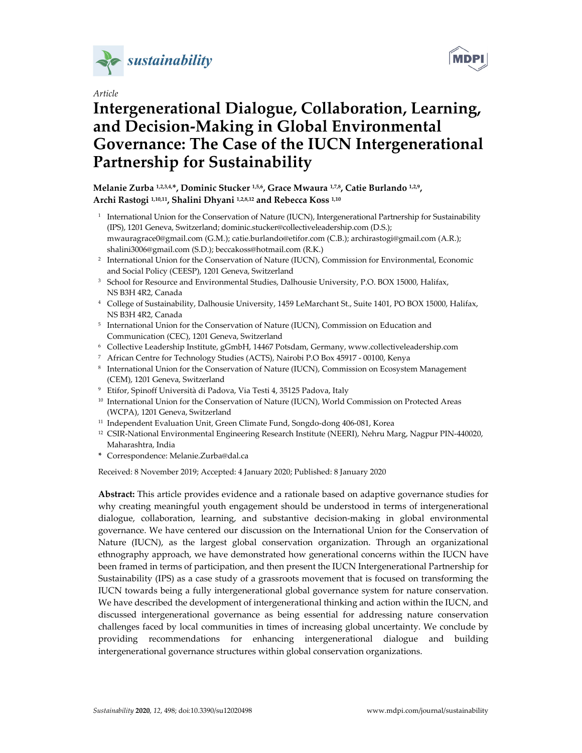*Article*

# Intergenerational Dialogue, Collaboration, Learning, and Decision-Making in Global Environmental Governance: The Case of the IUCN Intergenerational Partnership for Sustainability

**Melanie Zurba [1,2,3,4,*], Dominic Stucker [1,5,6], Grace Mwaura [1,7,8], Catie Burlando [1,2,9], Archi Rastogi [1,10,11], Shalini Dhyani [1,2,8,12] and Rebecca Koss [1,10]**

1. International Union for the Conservation of Nature (IUCN), Intergenerational Partnership for Sustainability (IPS), 1201 Geneva, Switzerland; dominic.stucker@collectiveleadership.com (D.S.); mwauragrace0@gmail.com (G.M.); catie.burlando@etifor.com (C.B.); archirastogi@gmail.com (A.R.); shalini3006@gmail.com (S.D.); beccakoss@hotmail.com (R.K.)
2. International Union for the Conservation of Nature (IUCN), Commission for Environmental, Economic and Social Policy (CEESP), 1201 Geneva, Switzerland
3. School for Resource and Environmental Studies, Dalhousie University, P.O. BOX 15000, Halifax, NS B3H 4R2, Canada
4. College of Sustainability, Dalhousie University, 1459 LeMarchant St., Suite 1401, PO BOX 15000, Halifax, NS B3H 4R2, Canada
5. International Union for the Conservation of Nature (IUCN), Commission on Education and Communication (CEC), 1201 Geneva, Switzerland
6. Collective Leadership Institute, gGmbH, 14467 Potsdam, Germany, www.collectiveleadership.com
7. African Centre for Technology Studies (ACTS), Nairobi P.O Box 45917 - 00100, Kenya
8. International Union for the Conservation of Nature (IUCN), Commission on Ecosystem Management (CEM), 1201 Geneva, Switzerland
9. Etifor, Spinoff Università di Padova, Via Testi 4, 35125 Padova, Italy
10. International Union for the Conservation of Nature (IUCN), World Commission on Protected Areas (WCPA), 1201 Geneva, Switzerland
11. Independent Evaluation Unit, Green Climate Fund, Songdo-dong 406-081, Korea
12. CSIR-National Environmental Engineering Research Institute (NEERI), Nehru Marg, Nagpur PIN-440020, Maharashtra, India

\* Correspondence: Melanie.Zurba@dal.ca

Received: 8 November 2019; Accepted: 4 January 2020; Published: 8 January 2020

**Abstract:** This article provides evidence and a rationale based on adaptive governance studies for why creating meaningful youth engagement should be understood in terms of intergenerational dialogue, collaboration, learning, and substantive decision-making in global environmental governance. We have centered our discussion on the International Union for the Conservation of Nature (IUCN), as the largest global conservation organization. Through an organizational ethnography approach, we have demonstrated how generational concerns within the IUCN have been framed in terms of participation, and then present the IUCN Intergenerational Partnership for Sustainability (IPS) as a case study of a grassroots movement that is focused on transforming the IUCN towards being a fully intergenerational global governance system for nature conservation. We have described the development of intergenerational thinking and action within the IUCN, and discussed intergenerational governance as being essential for addressing nature conservation challenges faced by local communities in times of increasing global uncertainty. We conclude by providing recommendations for enhancing intergenerational dialogue and building intergenerational governance structures within global conservation organizations.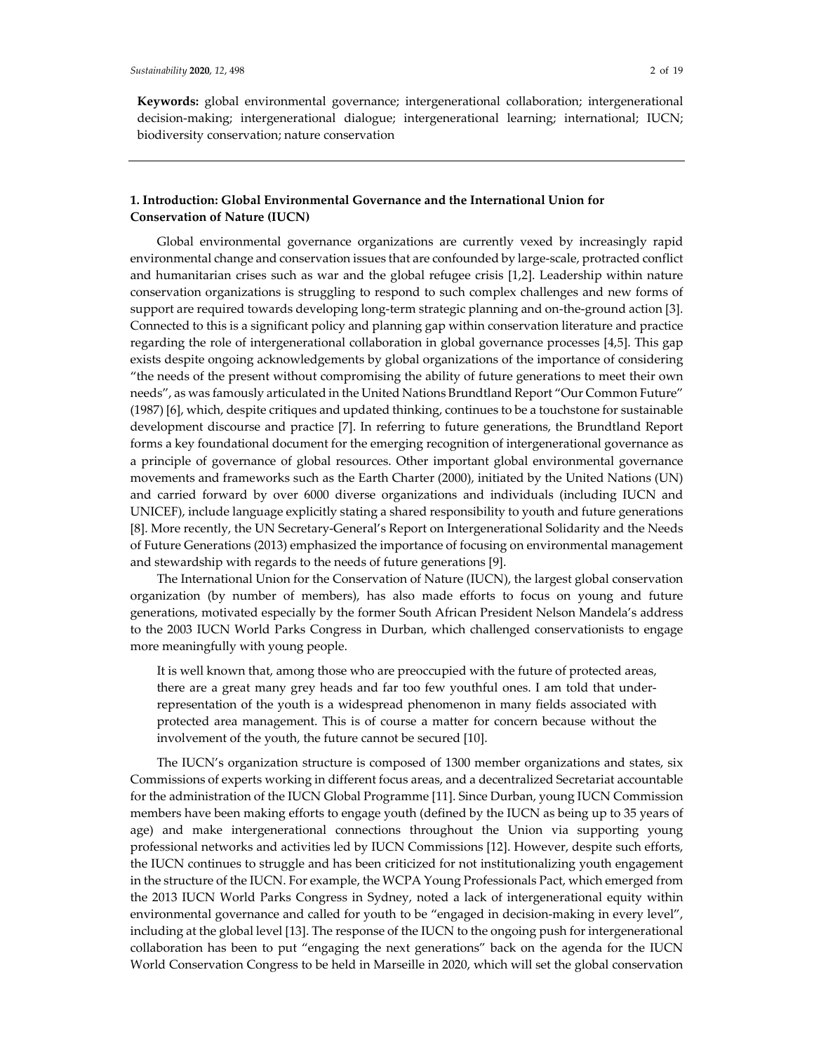**Keywords:** global environmental governance; intergenerational collaboration; intergenerational decision-making; intergenerational dialogue; intergenerational learning; international; IUCN; biodiversity conservation; nature conservation

## 1. Introduction: Global Environmental Governance and the International Union for Conservation of Nature (IUCN)

Global environmental governance organizations are currently vexed by increasingly rapid environmental change and conservation issues that are confounded by large-scale, protracted conflict and humanitarian crises such as war and the global refugee crisis [1,2]. Leadership within nature conservation organizations is struggling to respond to such complex challenges and new forms of support are required towards developing long-term strategic planning and on-the-ground action [3]. Connected to this is a significant policy and planning gap within conservation literature and practice regarding the role of intergenerational collaboration in global governance processes [4,5]. This gap exists despite ongoing acknowledgements by global organizations of the importance of considering "the needs of the present without compromising the ability of future generations to meet their own needs", as was famously articulated in the United Nations Brundtland Report "Our Common Future" (1987) [6], which, despite critiques and updated thinking, continues to be a touchstone for sustainable development discourse and practice [7]. In referring to future generations, the Brundtland Report forms a key foundational document for the emerging recognition of intergenerational governance as a principle of governance of global resources. Other important global environmental governance movements and frameworks such as the Earth Charter (2000), initiated by the United Nations (UN) and carried forward by over 6000 diverse organizations and individuals (including IUCN and UNICEF), include language explicitly stating a shared responsibility to youth and future generations [8]. More recently, the UN Secretary-General's Report on Intergenerational Solidarity and the Needs of Future Generations (2013) emphasized the importance of focusing on environmental management and stewardship with regards to the needs of future generations [9].

The International Union for the Conservation of Nature (IUCN), the largest global conservation organization (by number of members), has also made efforts to focus on young and future generations, motivated especially by the former South African President Nelson Mandela's address to the 2003 IUCN World Parks Congress in Durban, which challenged conservationists to engage more meaningfully with young people.

> It is well known that, among those who are preoccupied with the future of protected areas, there are a great many grey heads and far too few youthful ones. I am told that under-representation of the youth is a widespread phenomenon in many fields associated with protected area management. This is of course a matter for concern because without the involvement of the youth, the future cannot be secured [10].

The IUCN's organization structure is composed of 1300 member organizations and states, six Commissions of experts working in different focus areas, and a decentralized Secretariat accountable for the administration of the IUCN Global Programme [11]. Since Durban, young IUCN Commission members have been making efforts to engage youth (defined by the IUCN as being up to 35 years of age) and make intergenerational connections throughout the Union via supporting young professional networks and activities led by IUCN Commissions [12]. However, despite such efforts, the IUCN continues to struggle and has been criticized for not institutionalizing youth engagement in the structure of the IUCN. For example, the WCPA Young Professionals Pact, which emerged from the 2013 IUCN World Parks Congress in Sydney, noted a lack of intergenerational equity within environmental governance and called for youth to be "engaged in decision-making in every level", including at the global level [13]. The response of the IUCN to the ongoing push for intergenerational collaboration has been to put "engaging the next generations" back on the agenda for the IUCN World Conservation Congress to be held in Marseille in 2020, which will set the global conservation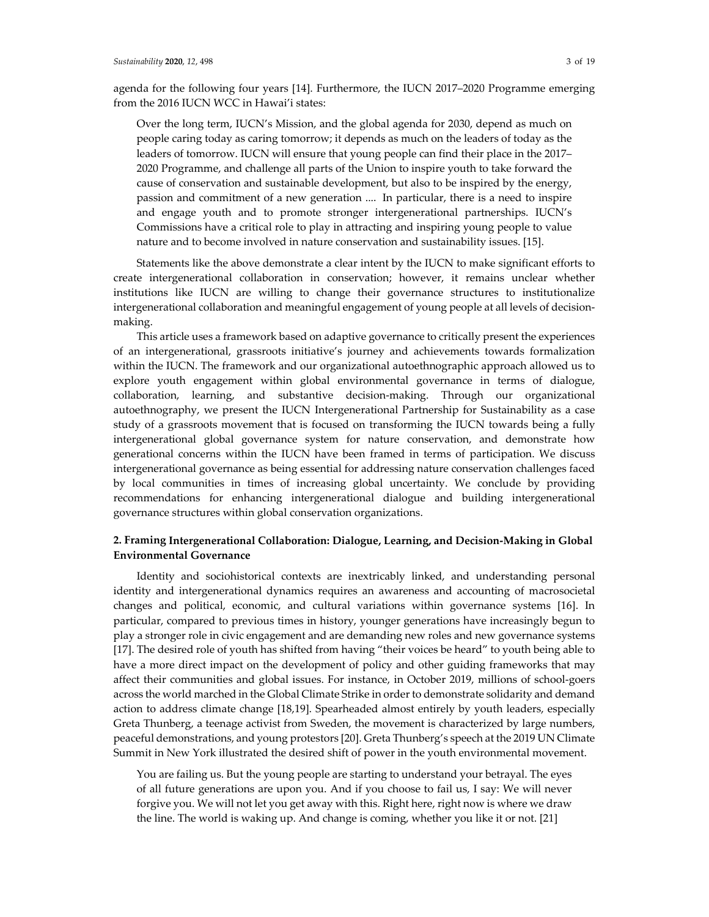agenda for the following four years [14]. Furthermore, the IUCN 2017–2020 Programme emerging from the 2016 IUCN WCC in Hawai'i states:

> Over the long term, IUCN's Mission, and the global agenda for 2030, depend as much on people caring today as caring tomorrow; it depends as much on the leaders of today as the leaders of tomorrow. IUCN will ensure that young people can find their place in the 2017–2020 Programme, and challenge all parts of the Union to inspire youth to take forward the cause of conservation and sustainable development, but also to be inspired by the energy, passion and commitment of a new generation .... In particular, there is a need to inspire and engage youth and to promote stronger intergenerational partnerships. IUCN's Commissions have a critical role to play in attracting and inspiring young people to value nature and to become involved in nature conservation and sustainability issues. [15].

Statements like the above demonstrate a clear intent by the IUCN to make significant efforts to create intergenerational collaboration in conservation; however, it remains unclear whether institutions like IUCN are willing to change their governance structures to institutionalize intergenerational collaboration and meaningful engagement of young people at all levels of decision-making.

This article uses a framework based on adaptive governance to critically present the experiences of an intergenerational, grassroots initiative's journey and achievements towards formalization within the IUCN. The framework and our organizational autoethnographic approach allowed us to explore youth engagement within global environmental governance in terms of dialogue, collaboration, learning, and substantive decision-making. Through our organizational autoethnography, we present the IUCN Intergenerational Partnership for Sustainability as a case study of a grassroots movement that is focused on transforming the IUCN towards being a fully intergenerational global governance system for nature conservation, and demonstrate how generational concerns within the IUCN have been framed in terms of participation. We discuss intergenerational governance as being essential for addressing nature conservation challenges faced by local communities in times of increasing global uncertainty. We conclude by providing recommendations for enhancing intergenerational dialogue and building intergenerational governance structures within global conservation organizations.

## 2. Framing Intergenerational Collaboration: Dialogue, Learning, and Decision-Making in Global Environmental Governance

Identity and sociohistorical contexts are inextricably linked, and understanding personal identity and intergenerational dynamics requires an awareness and accounting of macrosocietal changes and political, economic, and cultural variations within governance systems [16]. In particular, compared to previous times in history, younger generations have increasingly begun to play a stronger role in civic engagement and are demanding new roles and new governance systems [17]. The desired role of youth has shifted from having "their voices be heard" to youth being able to have a more direct impact on the development of policy and other guiding frameworks that may affect their communities and global issues. For instance, in October 2019, millions of school-goers across the world marched in the Global Climate Strike in order to demonstrate solidarity and demand action to address climate change [18,19]. Spearheaded almost entirely by youth leaders, especially Greta Thunberg, a teenage activist from Sweden, the movement is characterized by large numbers, peaceful demonstrations, and young protestors [20]. Greta Thunberg's speech at the 2019 UN Climate Summit in New York illustrated the desired shift of power in the youth environmental movement.

> You are failing us. But the young people are starting to understand your betrayal. The eyes of all future generations are upon you. And if you choose to fail us, I say: We will never forgive you. We will not let you get away with this. Right here, right now is where we draw the line. The world is waking up. And change is coming, whether you like it or not. [21]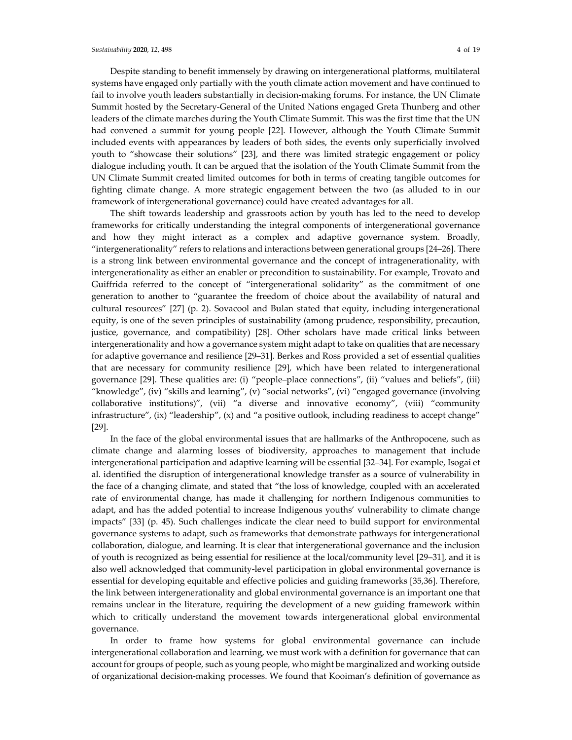Despite standing to benefit immensely by drawing on intergenerational platforms, multilateral systems have engaged only partially with the youth climate action movement and have continued to fail to involve youth leaders substantially in decision-making forums. For instance, the UN Climate Summit hosted by the Secretary-General of the United Nations engaged Greta Thunberg and other leaders of the climate marches during the Youth Climate Summit. This was the first time that the UN had convened a summit for young people [22]. However, although the Youth Climate Summit included events with appearances by leaders of both sides, the events only superficially involved youth to "showcase their solutions" [23], and there was limited strategic engagement or policy dialogue including youth. It can be argued that the isolation of the Youth Climate Summit from the UN Climate Summit created limited outcomes for both in terms of creating tangible outcomes for fighting climate change. A more strategic engagement between the two (as alluded to in our framework of intergenerational governance) could have created advantages for all.

The shift towards leadership and grassroots action by youth has led to the need to develop frameworks for critically understanding the integral components of intergenerational governance and how they might interact as a complex and adaptive governance system. Broadly, "intergenerationality" refers to relations and interactions between generational groups [24–26]. There is a strong link between environmental governance and the concept of intragenerationality, with intergenerationality as either an enabler or precondition to sustainability. For example, Trovato and Guiffrida referred to the concept of "intergenerational solidarity" as the commitment of one generation to another to "guarantee the freedom of choice about the availability of natural and cultural resources" [27] (p. 2). Sovacool and Bulan stated that equity, including intergenerational equity, is one of the seven principles of sustainability (among prudence, responsibility, precaution, justice, governance, and compatibility) [28]. Other scholars have made critical links between intergenerationality and how a governance system might adapt to take on qualities that are necessary for adaptive governance and resilience [29–31]. Berkes and Ross provided a set of essential qualities that are necessary for community resilience [29], which have been related to intergenerational governance [29]. These qualities are: (i) "people–place connections", (ii) "values and beliefs", (iii) "knowledge", (iv) "skills and learning", (v) "social networks", (vi) "engaged governance (involving collaborative institutions)", (vii) "a diverse and innovative economy", (viii) "community infrastructure", (ix) "leadership", (x) and "a positive outlook, including readiness to accept change" [29].

In the face of the global environmental issues that are hallmarks of the Anthropocene, such as climate change and alarming losses of biodiversity, approaches to management that include intergenerational participation and adaptive learning will be essential [32–34]. For example, Isogai et al. identified the disruption of intergenerational knowledge transfer as a source of vulnerability in the face of a changing climate, and stated that "the loss of knowledge, coupled with an accelerated rate of environmental change, has made it challenging for northern Indigenous communities to adapt, and has the added potential to increase Indigenous youths' vulnerability to climate change impacts" [33] (p. 45). Such challenges indicate the clear need to build support for environmental governance systems to adapt, such as frameworks that demonstrate pathways for intergenerational collaboration, dialogue, and learning. It is clear that intergenerational governance and the inclusion of youth is recognized as being essential for resilience at the local/community level [29–31], and it is also well acknowledged that community-level participation in global environmental governance is essential for developing equitable and effective policies and guiding frameworks [35,36]. Therefore, the link between intergenerationality and global environmental governance is an important one that remains unclear in the literature, requiring the development of a new guiding framework within which to critically understand the movement towards intergenerational global environmental governance.

In order to frame how systems for global environmental governance can include intergenerational collaboration and learning, we must work with a definition for governance that can account for groups of people, such as young people, who might be marginalized and working outside of organizational decision-making processes. We found that Kooiman's definition of governance as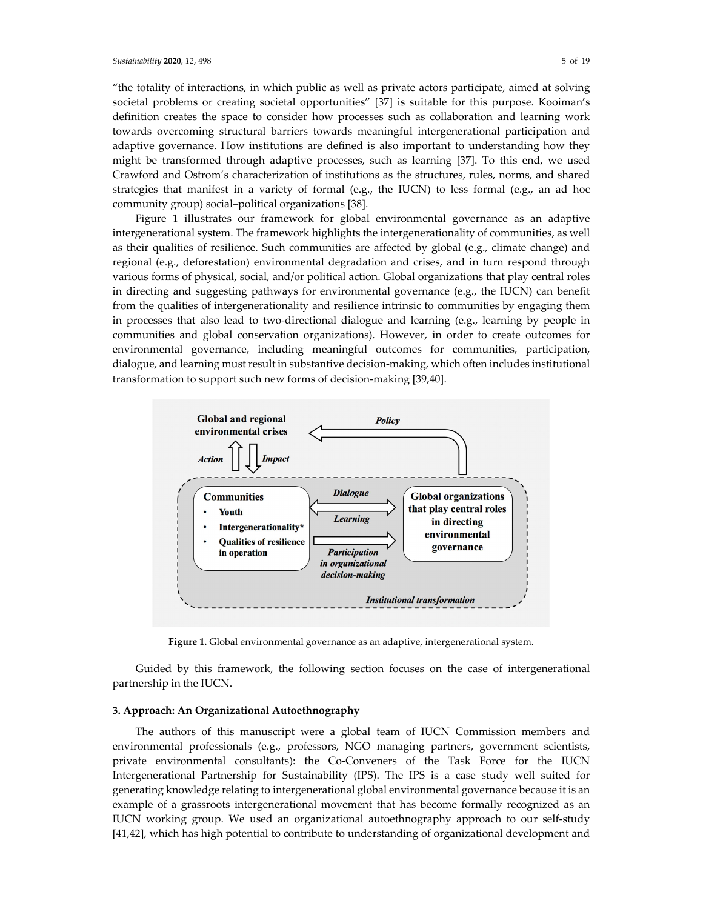"the totality of interactions, in which public as well as private actors participate, aimed at solving societal problems or creating societal opportunities" [37] is suitable for this purpose. Kooiman's definition creates the space to consider how processes such as collaboration and learning work towards overcoming structural barriers towards meaningful intergenerational participation and adaptive governance. How institutions are defined is also important to understanding how they might be transformed through adaptive processes, such as learning [37]. To this end, we used Crawford and Ostrom's characterization of institutions as the structures, rules, norms, and shared strategies that manifest in a variety of formal (e.g., the IUCN) to less formal (e.g., an ad hoc community group) social–political organizations [38].

Figure 1 illustrates our framework for global environmental governance as an adaptive intergenerational system. The framework highlights the intergenerationality of communities, as well as their qualities of resilience. Such communities are affected by global (e.g., climate change) and regional (e.g., deforestation) environmental degradation and crises, and in turn respond through various forms of physical, social, and/or political action. Global organizations that play central roles in directing and suggesting pathways for environmental governance (e.g., the IUCN) can benefit from the qualities of intergenerationality and resilience intrinsic to communities by engaging them in processes that also lead to two-directional dialogue and learning (e.g., learning by people in communities and global conservation organizations). However, in order to create outcomes for environmental governance, including meaningful outcomes for communities, participation, dialogue, and learning must result in substantive decision-making, which often includes institutional transformation to support such new forms of decision-making [39,40].

Global and regional environmental crises

Policy

Action

Impact

Communities
- Youth
- Intergenerationality*
- Qualities of resilience in operation

Dialogue

Learning

Participation in organizational decision-making

Global organizations that play central roles in directing environmental governance

Institutional transformation

**Figure 1.** Global environmental governance as an adaptive, intergenerational system.

Guided by this framework, the following section focuses on the case of intergenerational partnership in the IUCN.

## 3. Approach: An Organizational Autoethnography

The authors of this manuscript were a global team of IUCN Commission members and environmental professionals (e.g., professors, NGO managing partners, government scientists, private environmental consultants): the Co-Conveners of the Task Force for the IUCN Intergenerational Partnership for Sustainability (IPS). The IPS is a case study well suited for generating knowledge relating to intergenerational global environmental governance because it is an example of a grassroots intergenerational movement that has become formally recognized as an IUCN working group. We used an organizational autoethnography approach to our self-study [41,42], which has high potential to contribute to understanding of organizational development and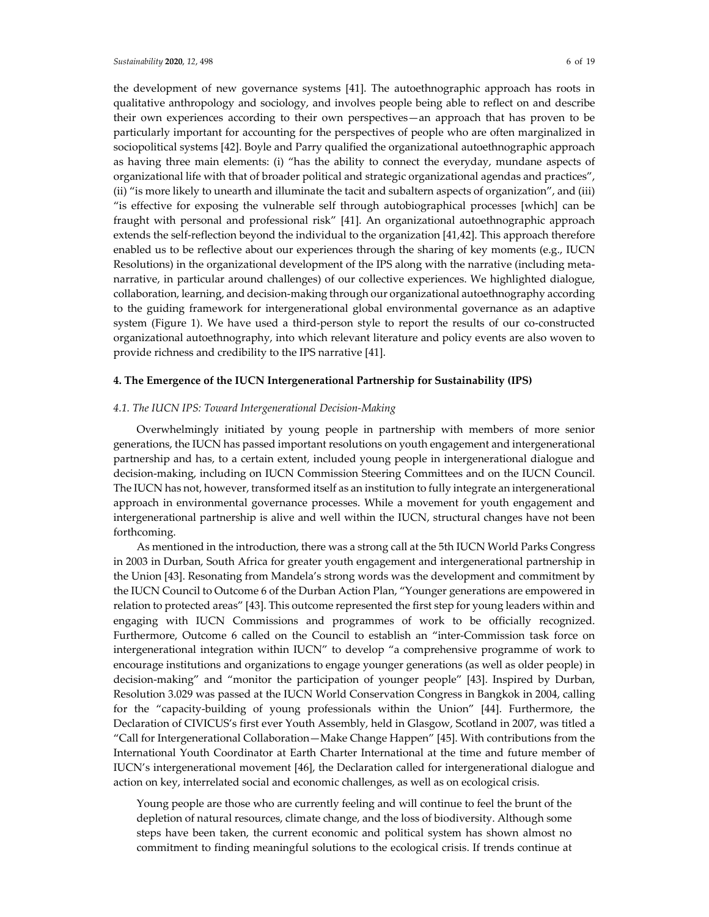the development of new governance systems [41]. The autoethnographic approach has roots in qualitative anthropology and sociology, and involves people being able to reflect on and describe their own experiences according to their own perspectives—an approach that has proven to be particularly important for accounting for the perspectives of people who are often marginalized in sociopolitical systems [42]. Boyle and Parry qualified the organizational autoethnographic approach as having three main elements: (i) "has the ability to connect the everyday, mundane aspects of organizational life with that of broader political and strategic organizational agendas and practices", (ii) "is more likely to unearth and illuminate the tacit and subaltern aspects of organization", and (iii) "is effective for exposing the vulnerable self through autobiographical processes [which] can be fraught with personal and professional risk" [41]. An organizational autoethnographic approach extends the self-reflection beyond the individual to the organization [41,42]. This approach therefore enabled us to be reflective about our experiences through the sharing of key moments (e.g., IUCN Resolutions) in the organizational development of the IPS along with the narrative (including meta-narrative, in particular around challenges) of our collective experiences. We highlighted dialogue, collaboration, learning, and decision-making through our organizational autoethnography according to the guiding framework for intergenerational global environmental governance as an adaptive system (Figure 1). We have used a third-person style to report the results of our co-constructed organizational autoethnography, into which relevant literature and policy events are also woven to provide richness and credibility to the IPS narrative [41].

## 4. The Emergence of the IUCN Intergenerational Partnership for Sustainability (IPS)

### *4.1. The IUCN IPS: Toward Intergenerational Decision-Making*

Overwhelmingly initiated by young people in partnership with members of more senior generations, the IUCN has passed important resolutions on youth engagement and intergenerational partnership and has, to a certain extent, included young people in intergenerational dialogue and decision-making, including on IUCN Commission Steering Committees and on the IUCN Council. The IUCN has not, however, transformed itself as an institution to fully integrate an intergenerational approach in environmental governance processes. While a movement for youth engagement and intergenerational partnership is alive and well within the IUCN, structural changes have not been forthcoming.

As mentioned in the introduction, there was a strong call at the 5th IUCN World Parks Congress in 2003 in Durban, South Africa for greater youth engagement and intergenerational partnership in the Union [43]. Resonating from Mandela's strong words was the development and commitment by the IUCN Council to Outcome 6 of the Durban Action Plan, "Younger generations are empowered in relation to protected areas" [43]. This outcome represented the first step for young leaders within and engaging with IUCN Commissions and programmes of work to be officially recognized. Furthermore, Outcome 6 called on the Council to establish an "inter-Commission task force on intergenerational integration within IUCN" to develop "a comprehensive programme of work to encourage institutions and organizations to engage younger generations (as well as older people) in decision-making" and "monitor the participation of younger people" [43]. Inspired by Durban, Resolution 3.029 was passed at the IUCN World Conservation Congress in Bangkok in 2004, calling for the "capacity-building of young professionals within the Union" [44]. Furthermore, the Declaration of CIVICUS's first ever Youth Assembly, held in Glasgow, Scotland in 2007, was titled a "Call for Intergenerational Collaboration—Make Change Happen" [45]. With contributions from the International Youth Coordinator at Earth Charter International at the time and future member of IUCN's intergenerational movement [46], the Declaration called for intergenerational dialogue and action on key, interrelated social and economic challenges, as well as on ecological crisis.

> Young people are those who are currently feeling and will continue to feel the brunt of the depletion of natural resources, climate change, and the loss of biodiversity. Although some steps have been taken, the current economic and political system has shown almost no commitment to finding meaningful solutions to the ecological crisis. If trends continue at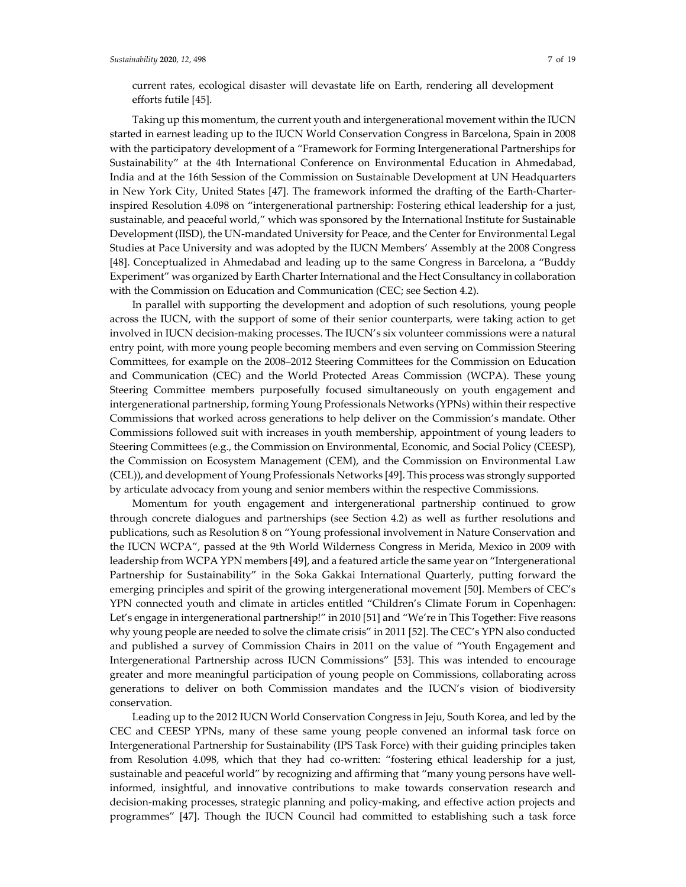current rates, ecological disaster will devastate life on Earth, rendering all development efforts futile [45].

Taking up this momentum, the current youth and intergenerational movement within the IUCN started in earnest leading up to the IUCN World Conservation Congress in Barcelona, Spain in 2008 with the participatory development of a "Framework for Forming Intergenerational Partnerships for Sustainability" at the 4th International Conference on Environmental Education in Ahmedabad, India and at the 16th Session of the Commission on Sustainable Development at UN Headquarters in New York City, United States [47]. The framework informed the drafting of the Earth-Charter-inspired Resolution 4.098 on "intergenerational partnership: Fostering ethical leadership for a just, sustainable, and peaceful world," which was sponsored by the International Institute for Sustainable Development (IISD), the UN-mandated University for Peace, and the Center for Environmental Legal Studies at Pace University and was adopted by the IUCN Members' Assembly at the 2008 Congress [48]. Conceptualized in Ahmedabad and leading up to the same Congress in Barcelona, a "Buddy Experiment" was organized by Earth Charter International and the Hect Consultancy in collaboration with the Commission on Education and Communication (CEC; see Section 4.2).

In parallel with supporting the development and adoption of such resolutions, young people across the IUCN, with the support of some of their senior counterparts, were taking action to get involved in IUCN decision-making processes. The IUCN's six volunteer commissions were a natural entry point, with more young people becoming members and even serving on Commission Steering Committees, for example on the 2008–2012 Steering Committees for the Commission on Education and Communication (CEC) and the World Protected Areas Commission (WCPA). These young Steering Committee members purposefully focused simultaneously on youth engagement and intergenerational partnership, forming Young Professionals Networks (YPNs) within their respective Commissions that worked across generations to help deliver on the Commission's mandate. Other Commissions followed suit with increases in youth membership, appointment of young leaders to Steering Committees (e.g., the Commission on Environmental, Economic, and Social Policy (CEESP), the Commission on Ecosystem Management (CEM), and the Commission on Environmental Law (CEL)), and development of Young Professionals Networks [49]. This process was strongly supported by articulate advocacy from young and senior members within the respective Commissions.

Momentum for youth engagement and intergenerational partnership continued to grow through concrete dialogues and partnerships (see Section 4.2) as well as further resolutions and publications, such as Resolution 8 on "Young professional involvement in Nature Conservation and the IUCN WCPA", passed at the 9th World Wilderness Congress in Merida, Mexico in 2009 with leadership from WCPA YPN members [49], and a featured article the same year on "Intergenerational Partnership for Sustainability" in the Soka Gakkai International Quarterly, putting forward the emerging principles and spirit of the growing intergenerational movement [50]. Members of CEC's YPN connected youth and climate in articles entitled "Children's Climate Forum in Copenhagen: Let's engage in intergenerational partnership!" in 2010 [51] and "We're in This Together: Five reasons why young people are needed to solve the climate crisis" in 2011 [52]. The CEC's YPN also conducted and published a survey of Commission Chairs in 2011 on the value of "Youth Engagement and Intergenerational Partnership across IUCN Commissions" [53]. This was intended to encourage greater and more meaningful participation of young people on Commissions, collaborating across generations to deliver on both Commission mandates and the IUCN's vision of biodiversity conservation.

Leading up to the 2012 IUCN World Conservation Congress in Jeju, South Korea, and led by the CEC and CEESP YPNs, many of these same young people convened an informal task force on Intergenerational Partnership for Sustainability (IPS Task Force) with their guiding principles taken from Resolution 4.098, which that they had co-written: "fostering ethical leadership for a just, sustainable and peaceful world" by recognizing and affirming that "many young persons have well-informed, insightful, and innovative contributions to make towards conservation research and decision-making processes, strategic planning and policy-making, and effective action projects and programmes" [47]. Though the IUCN Council had committed to establishing such a task force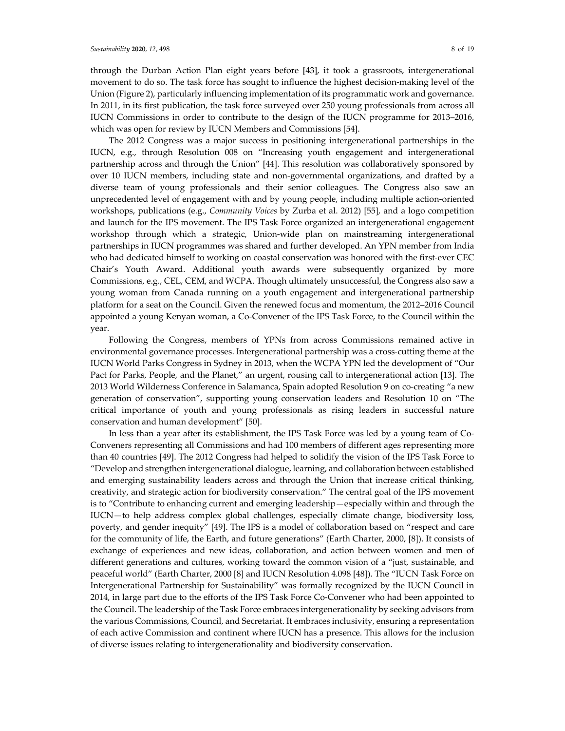through the Durban Action Plan eight years before [43], it took a grassroots, intergenerational movement to do so. The task force has sought to influence the highest decision-making level of the Union (Figure 2), particularly influencing implementation of its programmatic work and governance. In 2011, in its first publication, the task force surveyed over 250 young professionals from across all IUCN Commissions in order to contribute to the design of the IUCN programme for 2013–2016, which was open for review by IUCN Members and Commissions [54].

The 2012 Congress was a major success in positioning intergenerational partnerships in the IUCN, e.g., through Resolution 008 on "Increasing youth engagement and intergenerational partnership across and through the Union" [44]. This resolution was collaboratively sponsored by over 10 IUCN members, including state and non-governmental organizations, and drafted by a diverse team of young professionals and their senior colleagues. The Congress also saw an unprecedented level of engagement with and by young people, including multiple action-oriented workshops, publications (e.g., *Community Voices* by Zurba et al. 2012) [55], and a logo competition and launch for the IPS movement. The IPS Task Force organized an intergenerational engagement workshop through which a strategic, Union-wide plan on mainstreaming intergenerational partnerships in IUCN programmes was shared and further developed. An YPN member from India who had dedicated himself to working on coastal conservation was honored with the first-ever CEC Chair's Youth Award. Additional youth awards were subsequently organized by more Commissions, e.g., CEL, CEM, and WCPA. Though ultimately unsuccessful, the Congress also saw a young woman from Canada running on a youth engagement and intergenerational partnership platform for a seat on the Council. Given the renewed focus and momentum, the 2012–2016 Council appointed a young Kenyan woman, a Co-Convener of the IPS Task Force, to the Council within the year.

Following the Congress, members of YPNs from across Commissions remained active in environmental governance processes. Intergenerational partnership was a cross-cutting theme at the IUCN World Parks Congress in Sydney in 2013, when the WCPA YPN led the development of "Our Pact for Parks, People, and the Planet," an urgent, rousing call to intergenerational action [13]. The 2013 World Wilderness Conference in Salamanca, Spain adopted Resolution 9 on co-creating "a new generation of conservation", supporting young conservation leaders and Resolution 10 on "The critical importance of youth and young professionals as rising leaders in successful nature conservation and human development" [50].

In less than a year after its establishment, the IPS Task Force was led by a young team of Co-Conveners representing all Commissions and had 100 members of different ages representing more than 40 countries [49]. The 2012 Congress had helped to solidify the vision of the IPS Task Force to "Develop and strengthen intergenerational dialogue, learning, and collaboration between established and emerging sustainability leaders across and through the Union that increase critical thinking, creativity, and strategic action for biodiversity conservation." The central goal of the IPS movement is to "Contribute to enhancing current and emerging leadership—especially within and through the IUCN—to help address complex global challenges, especially climate change, biodiversity loss, poverty, and gender inequity" [49]. The IPS is a model of collaboration based on "respect and care for the community of life, the Earth, and future generations" (Earth Charter, 2000, [8]). It consists of exchange of experiences and new ideas, collaboration, and action between women and men of different generations and cultures, working toward the common vision of a "just, sustainable, and peaceful world" (Earth Charter, 2000 [8] and IUCN Resolution 4.098 [48]). The "IUCN Task Force on Intergenerational Partnership for Sustainability" was formally recognized by the IUCN Council in 2014, in large part due to the efforts of the IPS Task Force Co-Convener who had been appointed to the Council. The leadership of the Task Force embraces intergenerationality by seeking advisors from the various Commissions, Council, and Secretariat. It embraces inclusivity, ensuring a representation of each active Commission and continent where IUCN has a presence. This allows for the inclusion of diverse issues relating to intergenerationality and biodiversity conservation.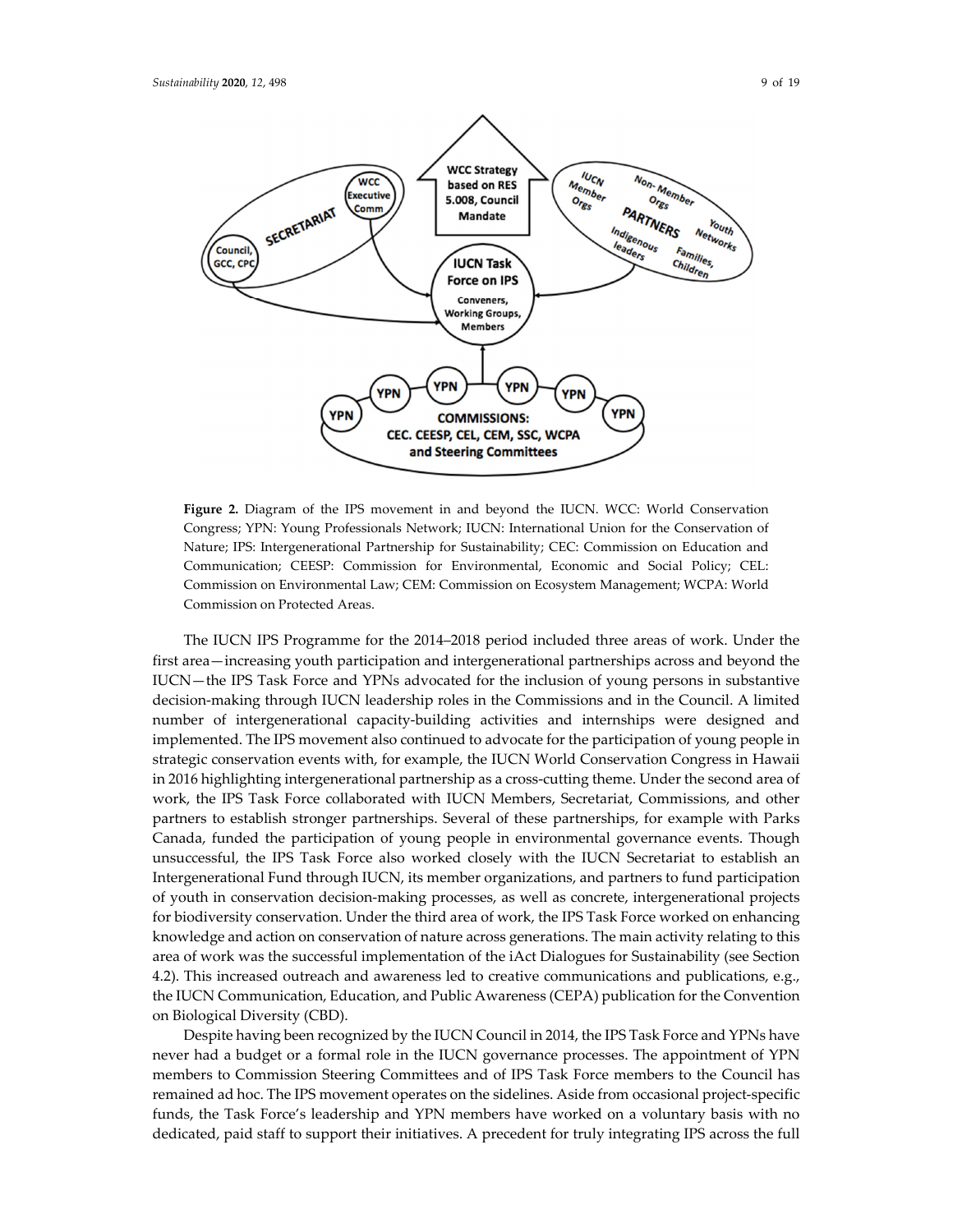**Figure 2.** Diagram of the IPS movement in and beyond the IUCN. WCC: World Conservation Congress; YPN: Young Professionals Network; IUCN: International Union for the Conservation of Nature; IPS: Intergenerational Partnership for Sustainability; CEC: Commission on Education and Communication; CEESP: Commission for Environmental, Economic and Social Policy; CEL: Commission on Environmental Law; CEM: Commission on Ecosystem Management; WCPA: World Commission on Protected Areas.

The IUCN IPS Programme for the 2014–2018 period included three areas of work. Under the first area—increasing youth participation and intergenerational partnerships across and beyond the IUCN—the IPS Task Force and YPNs advocated for the inclusion of young persons in substantive decision-making through IUCN leadership roles in the Commissions and in the Council. A limited number of intergenerational capacity-building activities and internships were designed and implemented. The IPS movement also continued to advocate for the participation of young people in strategic conservation events with, for example, the IUCN World Conservation Congress in Hawaii in 2016 highlighting intergenerational partnership as a cross-cutting theme. Under the second area of work, the IPS Task Force collaborated with IUCN Members, Secretariat, Commissions, and other partners to establish stronger partnerships. Several of these partnerships, for example with Parks Canada, funded the participation of young people in environmental governance events. Though unsuccessful, the IPS Task Force also worked closely with the IUCN Secretariat to establish an Intergenerational Fund through IUCN, its member organizations, and partners to fund participation of youth in conservation decision-making processes, as well as concrete, intergenerational projects for biodiversity conservation. Under the third area of work, the IPS Task Force worked on enhancing knowledge and action on conservation of nature across generations. The main activity relating to this area of work was the successful implementation of the iAct Dialogues for Sustainability (see Section 4.2). This increased outreach and awareness led to creative communications and publications, e.g., the IUCN Communication, Education, and Public Awareness (CEPA) publication for the Convention on Biological Diversity (CBD).

Despite having been recognized by the IUCN Council in 2014, the IPS Task Force and YPNs have never had a budget or a formal role in the IUCN governance processes. The appointment of YPN members to Commission Steering Committees and of IPS Task Force members to the Council has remained ad hoc. The IPS movement operates on the sidelines. Aside from occasional project-specific funds, the Task Force's leadership and YPN members have worked on a voluntary basis with no dedicated, paid staff to support their initiatives. A precedent for truly integrating IPS across the full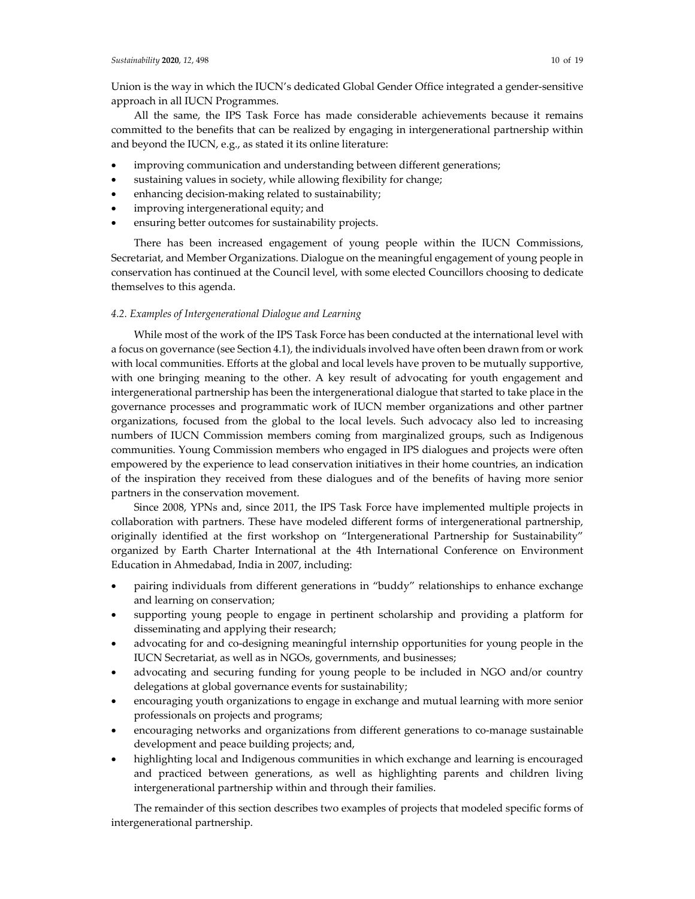Union is the way in which the IUCN's dedicated Global Gender Office integrated a gender-sensitive approach in all IUCN Programmes.

All the same, the IPS Task Force has made considerable achievements because it remains committed to the benefits that can be realized by engaging in intergenerational partnership within and beyond the IUCN, e.g., as stated it its online literature:

- improving communication and understanding between different generations;
- sustaining values in society, while allowing flexibility for change;
- enhancing decision-making related to sustainability;
- improving intergenerational equity; and
- ensuring better outcomes for sustainability projects.

There has been increased engagement of young people within the IUCN Commissions, Secretariat, and Member Organizations. Dialogue on the meaningful engagement of young people in conservation has continued at the Council level, with some elected Councillors choosing to dedicate themselves to this agenda.

### *4.2. Examples of Intergenerational Dialogue and Learning*

While most of the work of the IPS Task Force has been conducted at the international level with a focus on governance (see Section 4.1), the individuals involved have often been drawn from or work with local communities. Efforts at the global and local levels have proven to be mutually supportive, with one bringing meaning to the other. A key result of advocating for youth engagement and intergenerational partnership has been the intergenerational dialogue that started to take place in the governance processes and programmatic work of IUCN member organizations and other partner organizations, focused from the global to the local levels. Such advocacy also led to increasing numbers of IUCN Commission members coming from marginalized groups, such as Indigenous communities. Young Commission members who engaged in IPS dialogues and projects were often empowered by the experience to lead conservation initiatives in their home countries, an indication of the inspiration they received from these dialogues and of the benefits of having more senior partners in the conservation movement.

Since 2008, YPNs and, since 2011, the IPS Task Force have implemented multiple projects in collaboration with partners. These have modeled different forms of intergenerational partnership, originally identified at the first workshop on "Intergenerational Partnership for Sustainability" organized by Earth Charter International at the 4th International Conference on Environment Education in Ahmedabad, India in 2007, including:

- pairing individuals from different generations in "buddy" relationships to enhance exchange and learning on conservation;
- supporting young people to engage in pertinent scholarship and providing a platform for disseminating and applying their research;
- advocating for and co-designing meaningful internship opportunities for young people in the IUCN Secretariat, as well as in NGOs, governments, and businesses;
- advocating and securing funding for young people to be included in NGO and/or country delegations at global governance events for sustainability;
- encouraging youth organizations to engage in exchange and mutual learning with more senior professionals on projects and programs;
- encouraging networks and organizations from different generations to co-manage sustainable development and peace building projects; and,
- highlighting local and Indigenous communities in which exchange and learning is encouraged and practiced between generations, as well as highlighting parents and children living intergenerational partnership within and through their families.

The remainder of this section describes two examples of projects that modeled specific forms of intergenerational partnership.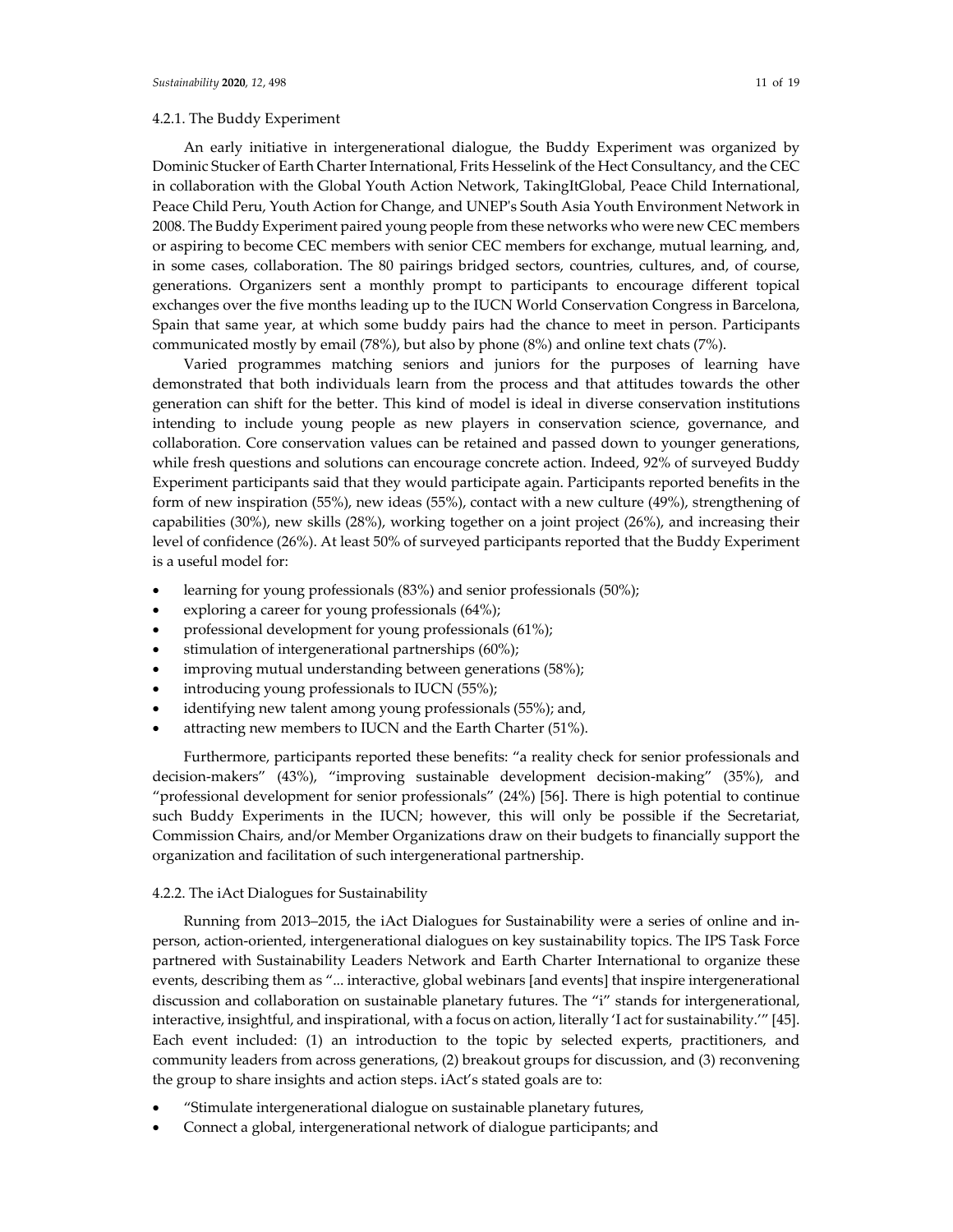#### 4.2.1. The Buddy Experiment

An early initiative in intergenerational dialogue, the Buddy Experiment was organized by Dominic Stucker of Earth Charter International, Frits Hesselink of the Hect Consultancy, and the CEC in collaboration with the Global Youth Action Network, TakingItGlobal, Peace Child International, Peace Child Peru, Youth Action for Change, and UNEP's South Asia Youth Environment Network in 2008. The Buddy Experiment paired young people from these networks who were new CEC members or aspiring to become CEC members with senior CEC members for exchange, mutual learning, and, in some cases, collaboration. The 80 pairings bridged sectors, countries, cultures, and, of course, generations. Organizers sent a monthly prompt to participants to encourage different topical exchanges over the five months leading up to the IUCN World Conservation Congress in Barcelona, Spain that same year, at which some buddy pairs had the chance to meet in person. Participants communicated mostly by email (78%), but also by phone (8%) and online text chats (7%).

Varied programmes matching seniors and juniors for the purposes of learning have demonstrated that both individuals learn from the process and that attitudes towards the other generation can shift for the better. This kind of model is ideal in diverse conservation institutions intending to include young people as new players in conservation science, governance, and collaboration. Core conservation values can be retained and passed down to younger generations, while fresh questions and solutions can encourage concrete action. Indeed, 92% of surveyed Buddy Experiment participants said that they would participate again. Participants reported benefits in the form of new inspiration (55%), new ideas (55%), contact with a new culture (49%), strengthening of capabilities (30%), new skills (28%), working together on a joint project (26%), and increasing their level of confidence (26%). At least 50% of surveyed participants reported that the Buddy Experiment is a useful model for:

- learning for young professionals (83%) and senior professionals (50%);
- exploring a career for young professionals (64%);
- professional development for young professionals (61%);
- stimulation of intergenerational partnerships (60%);
- improving mutual understanding between generations (58%);
- introducing young professionals to IUCN (55%);
- identifying new talent among young professionals (55%); and,
- attracting new members to IUCN and the Earth Charter (51%).

Furthermore, participants reported these benefits: "a reality check for senior professionals and decision-makers" (43%), "improving sustainable development decision-making" (35%), and "professional development for senior professionals" (24%) [56]. There is high potential to continue such Buddy Experiments in the IUCN; however, this will only be possible if the Secretariat, Commission Chairs, and/or Member Organizations draw on their budgets to financially support the organization and facilitation of such intergenerational partnership.

#### 4.2.2. The iAct Dialogues for Sustainability

Running from 2013–2015, the iAct Dialogues for Sustainability were a series of online and in-person, action-oriented, intergenerational dialogues on key sustainability topics. The IPS Task Force partnered with Sustainability Leaders Network and Earth Charter International to organize these events, describing them as "... interactive, global webinars [and events] that inspire intergenerational discussion and collaboration on sustainable planetary futures. The "i" stands for intergenerational, interactive, insightful, and inspirational, with a focus on action, literally 'I act for sustainability.'" [45]. Each event included: (1) an introduction to the topic by selected experts, practitioners, and community leaders from across generations, (2) breakout groups for discussion, and (3) reconvening the group to share insights and action steps. iAct's stated goals are to:

- "Stimulate intergenerational dialogue on sustainable planetary futures,
- Connect a global, intergenerational network of dialogue participants; and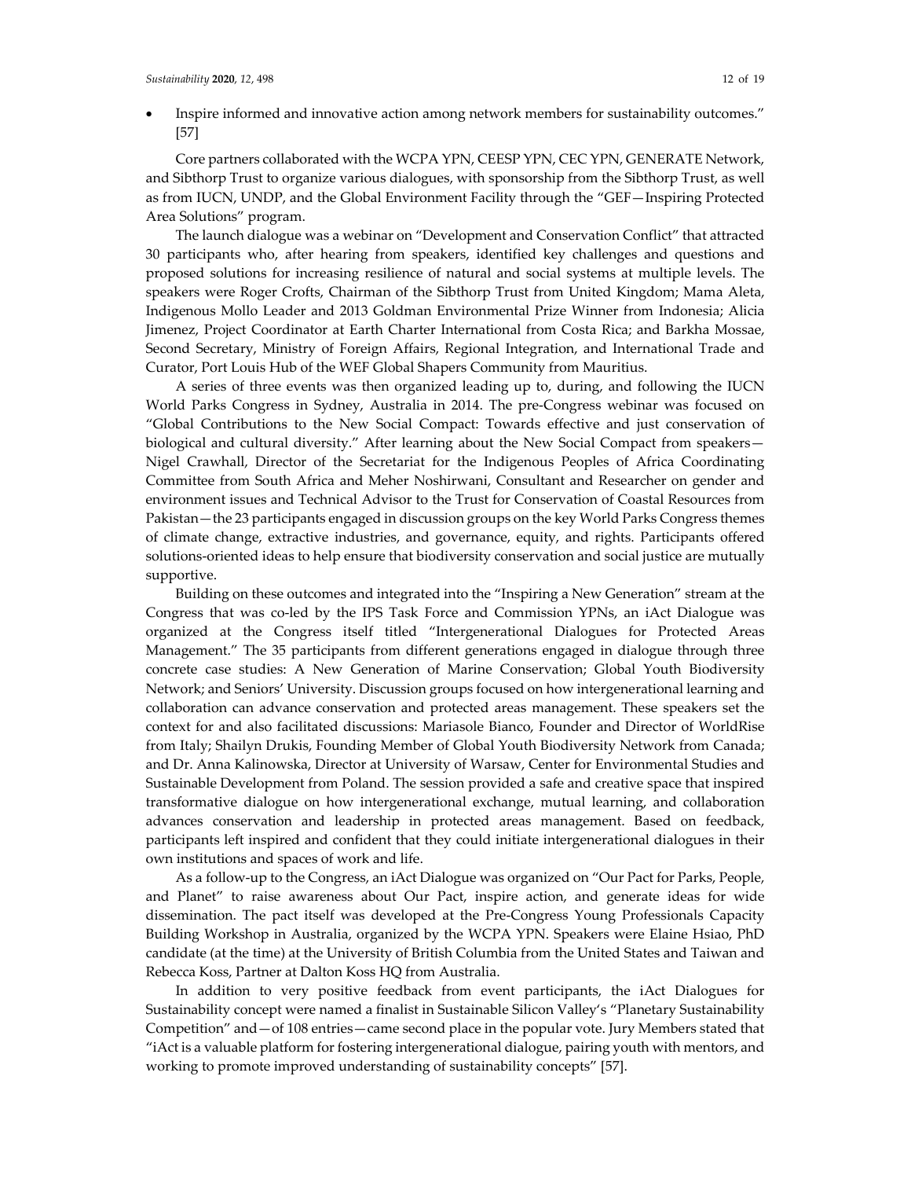- Inspire informed and innovative action among network members for sustainability outcomes." [57]

Core partners collaborated with the WCPA YPN, CEESP YPN, CEC YPN, GENERATE Network, and Sibthorp Trust to organize various dialogues, with sponsorship from the Sibthorp Trust, as well as from IUCN, UNDP, and the Global Environment Facility through the "GEF—Inspiring Protected Area Solutions" program.

The launch dialogue was a webinar on "Development and Conservation Conflict" that attracted 30 participants who, after hearing from speakers, identified key challenges and questions and proposed solutions for increasing resilience of natural and social systems at multiple levels. The speakers were Roger Crofts, Chairman of the Sibthorp Trust from United Kingdom; Mama Aleta, Indigenous Mollo Leader and 2013 Goldman Environmental Prize Winner from Indonesia; Alicia Jimenez, Project Coordinator at Earth Charter International from Costa Rica; and Barkha Mossae, Second Secretary, Ministry of Foreign Affairs, Regional Integration, and International Trade and Curator, Port Louis Hub of the WEF Global Shapers Community from Mauritius.

A series of three events was then organized leading up to, during, and following the IUCN World Parks Congress in Sydney, Australia in 2014. The pre-Congress webinar was focused on "Global Contributions to the New Social Compact: Towards effective and just conservation of biological and cultural diversity." After learning about the New Social Compact from speakers—Nigel Crawhall, Director of the Secretariat for the Indigenous Peoples of Africa Coordinating Committee from South Africa and Meher Noshirwani, Consultant and Researcher on gender and environment issues and Technical Advisor to the Trust for Conservation of Coastal Resources from Pakistan—the 23 participants engaged in discussion groups on the key World Parks Congress themes of climate change, extractive industries, and governance, equity, and rights. Participants offered solutions-oriented ideas to help ensure that biodiversity conservation and social justice are mutually supportive.

Building on these outcomes and integrated into the "Inspiring a New Generation" stream at the Congress that was co-led by the IPS Task Force and Commission YPNs, an iAct Dialogue was organized at the Congress itself titled "Intergenerational Dialogues for Protected Areas Management." The 35 participants from different generations engaged in dialogue through three concrete case studies: A New Generation of Marine Conservation; Global Youth Biodiversity Network; and Seniors' University. Discussion groups focused on how intergenerational learning and collaboration can advance conservation and protected areas management. These speakers set the context for and also facilitated discussions: Mariasole Bianco, Founder and Director of WorldRise from Italy; Shailyn Drukis, Founding Member of Global Youth Biodiversity Network from Canada; and Dr. Anna Kalinowska, Director at University of Warsaw, Center for Environmental Studies and Sustainable Development from Poland. The session provided a safe and creative space that inspired transformative dialogue on how intergenerational exchange, mutual learning, and collaboration advances conservation and leadership in protected areas management. Based on feedback, participants left inspired and confident that they could initiate intergenerational dialogues in their own institutions and spaces of work and life.

As a follow-up to the Congress, an iAct Dialogue was organized on "Our Pact for Parks, People, and Planet" to raise awareness about Our Pact, inspire action, and generate ideas for wide dissemination. The pact itself was developed at the Pre-Congress Young Professionals Capacity Building Workshop in Australia, organized by the WCPA YPN. Speakers were Elaine Hsiao, PhD candidate (at the time) at the University of British Columbia from the United States and Taiwan and Rebecca Koss, Partner at Dalton Koss HQ from Australia.

In addition to very positive feedback from event participants, the iAct Dialogues for Sustainability concept were named a finalist in Sustainable Silicon Valley's "Planetary Sustainability Competition" and—of 108 entries—came second place in the popular vote. Jury Members stated that "iAct is a valuable platform for fostering intergenerational dialogue, pairing youth with mentors, and working to promote improved understanding of sustainability concepts" [57].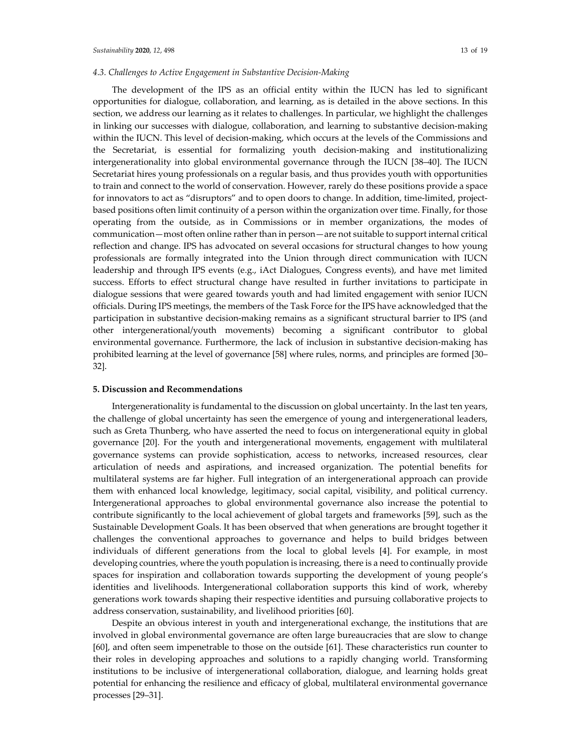### *4.3. Challenges to Active Engagement in Substantive Decision-Making*

The development of the IPS as an official entity within the IUCN has led to significant opportunities for dialogue, collaboration, and learning, as is detailed in the above sections. In this section, we address our learning as it relates to challenges. In particular, we highlight the challenges in linking our successes with dialogue, collaboration, and learning to substantive decision-making within the IUCN. This level of decision-making, which occurs at the levels of the Commissions and the Secretariat, is essential for formalizing youth decision-making and institutionalizing intergenerationality into global environmental governance through the IUCN [38–40]. The IUCN Secretariat hires young professionals on a regular basis, and thus provides youth with opportunities to train and connect to the world of conservation. However, rarely do these positions provide a space for innovators to act as "disruptors" and to open doors to change. In addition, time-limited, project-based positions often limit continuity of a person within the organization over time. Finally, for those operating from the outside, as in Commissions or in member organizations, the modes of communication—most often online rather than in person—are not suitable to support internal critical reflection and change. IPS has advocated on several occasions for structural changes to how young professionals are formally integrated into the Union through direct communication with IUCN leadership and through IPS events (e.g., iAct Dialogues, Congress events), and have met limited success. Efforts to effect structural change have resulted in further invitations to participate in dialogue sessions that were geared towards youth and had limited engagement with senior IUCN officials. During IPS meetings, the members of the Task Force for the IPS have acknowledged that the participation in substantive decision-making remains as a significant structural barrier to IPS (and other intergenerational/youth movements) becoming a significant contributor to global environmental governance. Furthermore, the lack of inclusion in substantive decision-making has prohibited learning at the level of governance [58] where rules, norms, and principles are formed [30–32].

## 5. Discussion and Recommendations

Intergenerationality is fundamental to the discussion on global uncertainty. In the last ten years, the challenge of global uncertainty has seen the emergence of young and intergenerational leaders, such as Greta Thunberg, who have asserted the need to focus on intergenerational equity in global governance [20]. For the youth and intergenerational movements, engagement with multilateral governance systems can provide sophistication, access to networks, increased resources, clear articulation of needs and aspirations, and increased organization. The potential benefits for multilateral systems are far higher. Full integration of an intergenerational approach can provide them with enhanced local knowledge, legitimacy, social capital, visibility, and political currency. Intergenerational approaches to global environmental governance also increase the potential to contribute significantly to the local achievement of global targets and frameworks [59], such as the Sustainable Development Goals. It has been observed that when generations are brought together it challenges the conventional approaches to governance and helps to build bridges between individuals of different generations from the local to global levels [4]. For example, in most developing countries, where the youth population is increasing, there is a need to continually provide spaces for inspiration and collaboration towards supporting the development of young people's identities and livelihoods. Intergenerational collaboration supports this kind of work, whereby generations work towards shaping their respective identities and pursuing collaborative projects to address conservation, sustainability, and livelihood priorities [60].

Despite an obvious interest in youth and intergenerational exchange, the institutions that are involved in global environmental governance are often large bureaucracies that are slow to change [60], and often seem impenetrable to those on the outside [61]. These characteristics run counter to their roles in developing approaches and solutions to a rapidly changing world. Transforming institutions to be inclusive of intergenerational collaboration, dialogue, and learning holds great potential for enhancing the resilience and efficacy of global, multilateral environmental governance processes [29–31].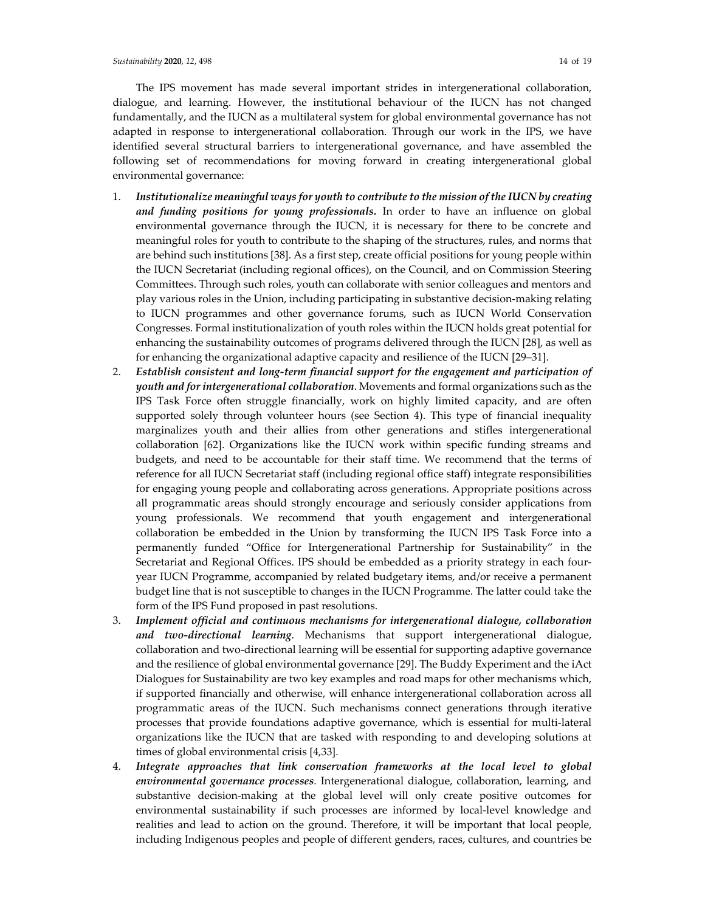The IPS movement has made several important strides in intergenerational collaboration, dialogue, and learning. However, the institutional behaviour of the IUCN has not changed fundamentally, and the IUCN as a multilateral system for global environmental governance has not adapted in response to intergenerational collaboration. Through our work in the IPS, we have identified several structural barriers to intergenerational governance, and have assembled the following set of recommendations for moving forward in creating intergenerational global environmental governance:

1. ***Institutionalize meaningful ways for youth to contribute to the mission of the IUCN by creating and funding positions for young professionals.*** In order to have an influence on global environmental governance through the IUCN, it is necessary for there to be concrete and meaningful roles for youth to contribute to the shaping of the structures, rules, and norms that are behind such institutions [38]. As a first step, create official positions for young people within the IUCN Secretariat (including regional offices), on the Council, and on Commission Steering Committees. Through such roles, youth can collaborate with senior colleagues and mentors and play various roles in the Union, including participating in substantive decision-making relating to IUCN programmes and other governance forums, such as IUCN World Conservation Congresses. Formal institutionalization of youth roles within the IUCN holds great potential for enhancing the sustainability outcomes of programs delivered through the IUCN [28], as well as for enhancing the organizational adaptive capacity and resilience of the IUCN [29–31].
2. ***Establish consistent and long-term financial support for the engagement and participation of youth and for intergenerational collaboration***. Movements and formal organizations such as the IPS Task Force often struggle financially, work on highly limited capacity, and are often supported solely through volunteer hours (see Section 4). This type of financial inequality marginalizes youth and their allies from other generations and stifles intergenerational collaboration [62]. Organizations like the IUCN work within specific funding streams and budgets, and need to be accountable for their staff time. We recommend that the terms of reference for all IUCN Secretariat staff (including regional office staff) integrate responsibilities for engaging young people and collaborating across generations. Appropriate positions across all programmatic areas should strongly encourage and seriously consider applications from young professionals. We recommend that youth engagement and intergenerational collaboration be embedded in the Union by transforming the IUCN IPS Task Force into a permanently funded "Office for Intergenerational Partnership for Sustainability" in the Secretariat and Regional Offices. IPS should be embedded as a priority strategy in each four-year IUCN Programme, accompanied by related budgetary items, and/or receive a permanent budget line that is not susceptible to changes in the IUCN Programme. The latter could take the form of the IPS Fund proposed in past resolutions.
3. ***Implement official and continuous mechanisms for intergenerational dialogue, collaboration and two-directional learning***. Mechanisms that support intergenerational dialogue, collaboration and two-directional learning will be essential for supporting adaptive governance and the resilience of global environmental governance [29]. The Buddy Experiment and the iAct Dialogues for Sustainability are two key examples and road maps for other mechanisms which, if supported financially and otherwise, will enhance intergenerational collaboration across all programmatic areas of the IUCN. Such mechanisms connect generations through iterative processes that provide foundations adaptive governance, which is essential for multi-lateral organizations like the IUCN that are tasked with responding to and developing solutions at times of global environmental crisis [4,33].
4. ***Integrate approaches that link conservation frameworks at the local level to global environmental governance processes***. Intergenerational dialogue, collaboration, learning, and substantive decision-making at the global level will only create positive outcomes for environmental sustainability if such processes are informed by local-level knowledge and realities and lead to action on the ground. Therefore, it will be important that local people, including Indigenous peoples and people of different genders, races, cultures, and countries be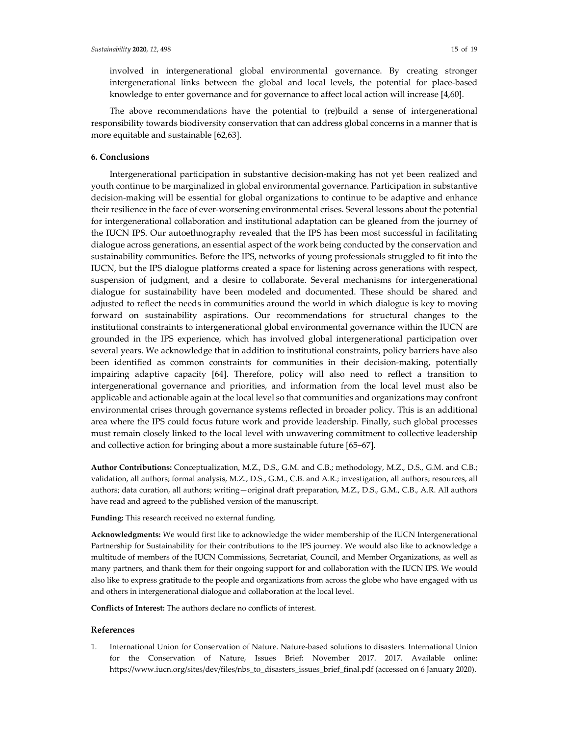involved in intergenerational global environmental governance. By creating stronger intergenerational links between the global and local levels, the potential for place-based knowledge to enter governance and for governance to affect local action will increase [4,60].

The above recommendations have the potential to (re)build a sense of intergenerational responsibility towards biodiversity conservation that can address global concerns in a manner that is more equitable and sustainable [62,63].

## 6. Conclusions

Intergenerational participation in substantive decision-making has not yet been realized and youth continue to be marginalized in global environmental governance. Participation in substantive decision-making will be essential for global organizations to continue to be adaptive and enhance their resilience in the face of ever-worsening environmental crises. Several lessons about the potential for intergenerational collaboration and institutional adaptation can be gleaned from the journey of the IUCN IPS. Our autoethnography revealed that the IPS has been most successful in facilitating dialogue across generations, an essential aspect of the work being conducted by the conservation and sustainability communities. Before the IPS, networks of young professionals struggled to fit into the IUCN, but the IPS dialogue platforms created a space for listening across generations with respect, suspension of judgment, and a desire to collaborate. Several mechanisms for intergenerational dialogue for sustainability have been modeled and documented. These should be shared and adjusted to reflect the needs in communities around the world in which dialogue is key to moving forward on sustainability aspirations. Our recommendations for structural changes to the institutional constraints to intergenerational global environmental governance within the IUCN are grounded in the IPS experience, which has involved global intergenerational participation over several years. We acknowledge that in addition to institutional constraints, policy barriers have also been identified as common constraints for communities in their decision-making, potentially impairing adaptive capacity [64]. Therefore, policy will also need to reflect a transition to intergenerational governance and priorities, and information from the local level must also be applicable and actionable again at the local level so that communities and organizations may confront environmental crises through governance systems reflected in broader policy. This is an additional area where the IPS could focus future work and provide leadership. Finally, such global processes must remain closely linked to the local level with unwavering commitment to collective leadership and collective action for bringing about a more sustainable future [65–67].

**Author Contributions:** Conceptualization, M.Z., D.S., G.M. and C.B.; methodology, M.Z., D.S., G.M. and C.B.; validation, all authors; formal analysis, M.Z., D.S., G.M., C.B. and A.R.; investigation, all authors; resources, all authors; data curation, all authors; writing—original draft preparation, M.Z., D.S., G.M., C.B., A.R. All authors have read and agreed to the published version of the manuscript.

**Funding:** This research received no external funding.

**Acknowledgments:** We would first like to acknowledge the wider membership of the IUCN Intergenerational Partnership for Sustainability for their contributions to the IPS journey. We would also like to acknowledge a multitude of members of the IUCN Commissions, Secretariat, Council, and Member Organizations, as well as many partners, and thank them for their ongoing support for and collaboration with the IUCN IPS. We would also like to express gratitude to the people and organizations from across the globe who have engaged with us and others in intergenerational dialogue and collaboration at the local level.

**Conflicts of Interest:** The authors declare no conflicts of interest.

## References

1. International Union for Conservation of Nature. Nature-based solutions to disasters. International Union for the Conservation of Nature, Issues Brief: November 2017. 2017. Available online: https://www.iucn.org/sites/dev/files/nbs_to_disasters_issues_brief_final.pdf (accessed on 6 January 2020).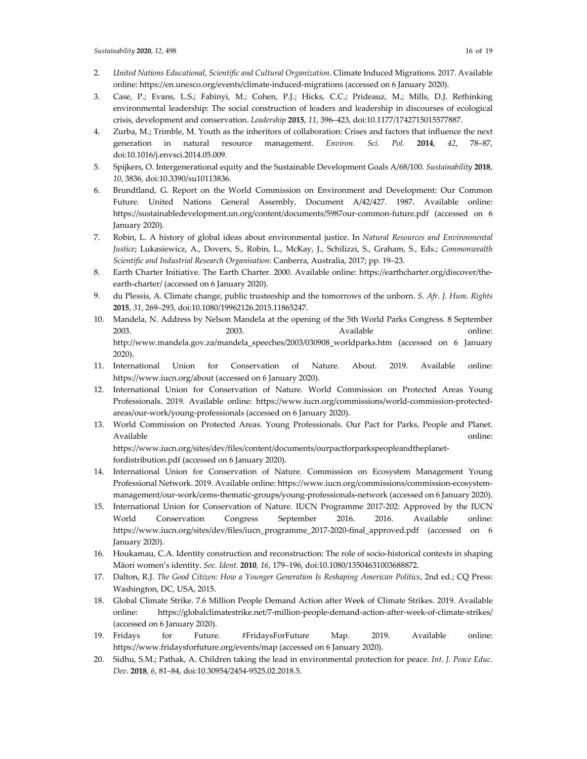2. *United Nations Educational, Scientific and Cultural Organization*. Climate Induced Migrations. 2017. Available online: https://en.unesco.org/events/climate-induced-migrations (accessed on 6 January 2020).
3. Case, P.; Evans, L.S.; Fabinyi, M.; Cohen, P.J.; Hicks, C.C.; Prideaux, M.; Mills, D.J. Rethinking environmental leadership: The social construction of leaders and leadership in discourses of ecological crisis, development and conservation. *Leadership* **2015**, *11*, 396–423, doi:10.1177/1742715015577887.
4. Zurba, M.; Trimble, M. Youth as the inheritors of collaboration: Crises and factors that influence the next generation in natural resource management. *Environ. Sci. Pol.* **2014**, *42*, 78–87, doi:10.1016/j.envsci.2014.05.009.
5. Spijkers, O. Intergenerational equity and the Sustainable Development Goals A/68/100. *Sustainability* **2018**, *10*, 3836, doi:10.3390/su10113836.
6. Brundtland, G. Report on the World Commission on Environment and Development: Our Common Future. United Nations General Assembly, Document A/42/427. 1987. Available online: https://sustainabledevelopment.un.org/content/documents/5987our-common-future.pdf (accessed on 6 January 2020).
7. Robin, L. A history of global ideas about environmental justice. In *Natural Resources and Environmental Justice*; Lukasiewicz, A., Dovers, S., Robin, L., McKay, J., Schilizzi, S., Graham, S., Eds.; *Commonwealth Scientific and Industrial Research Organisation*: Canberra, Australia, 2017; pp. 19–23.
8. Earth Charter Initiative. The Earth Charter. 2000. Available online: https://earthcharter.org/discover/the-earth-charter/ (accessed on 6 January 2020).
9. du Plessis, A. Climate change, public trusteeship and the tomorrows of the unborn. *S. Afr. J. Hum. Rights* **2015**, *31*, 269–293, doi:10.1080/19962126.2015.11865247.
10. Mandela, N. Address by Nelson Mandela at the opening of the 5th World Parks Congress. 8 September 2003. 2003. Available online: http://www.mandela.gov.za/mandela_speeches/2003/030908_worldparks.htm (accessed on 6 January 2020).
11. International Union for Conservation of Nature. About. 2019. Available online: https://www.iucn.org/about (accessed on 6 January 2020).
12. International Union for Conservation of Nature. World Commission on Protected Areas Young Professionals. 2019. Available online: https://www.iucn.org/commissions/world-commission-protected-areas/our-work/young-professionals (accessed on 6 January 2020).
13. World Commission on Protected Areas. Young Professionals. Our Pact for Parks, People and Planet. Available online: https://www.iucn.org/sites/dev/files/content/documents/ourpactforparkspeopleandtheplanet-fordistribution.pdf (accessed on 6 January 2020).
14. International Union for Conservation of Nature. Commission on Ecosystem Management Young Professional Network. 2019. Available online: https://www.iucn.org/commissions/commission-ecosystem-management/our-work/cems-thematic-groups/young-professionals-network (accessed on 6 January 2020).
15. International Union for Conservation of Nature. IUCN Programme 2017-202: Approved by the IUCN World Conservation Congress September 2016. 2016. Available online: https://www.iucn.org/sites/dev/files/iucn_programme_2017-2020-final_approved.pdf (accessed on 6 January 2020).
16. Houkamau, C.A. Identity construction and reconstruction: The role of socio-historical contexts in shaping Māori women's identity. *Soc. Ident.* **2010**, *16*, 179–196, doi:10.1080/13504631003688872.
17. Dalton, R.J. *The Good Citizen: How a Younger Generation Is Reshaping American Politics*, 2nd ed.; CQ Press: Washington, DC, USA, 2015.
18. Global Climate Strike. 7.6 Million People Demand Action after Week of Climate Strikes. 2019. Available online: https://globalclimatestrike.net/7-million-people-demand-action-after-week-of-climate-strikes/ (accessed on 6 January 2020).
19. Fridays for Future. #FridaysForFuture Map. 2019. Available online: https://www.fridaysforfuture.org/events/map (accessed on 6 January 2020).
20. Sidhu, S.M.; Pathak, A. Children taking the lead in environmental protection for peace. *Int. J. Peace Educ. Dev.* **2018**, *6*, 81–84, doi:10.30954/2454-9525.02.2018.5.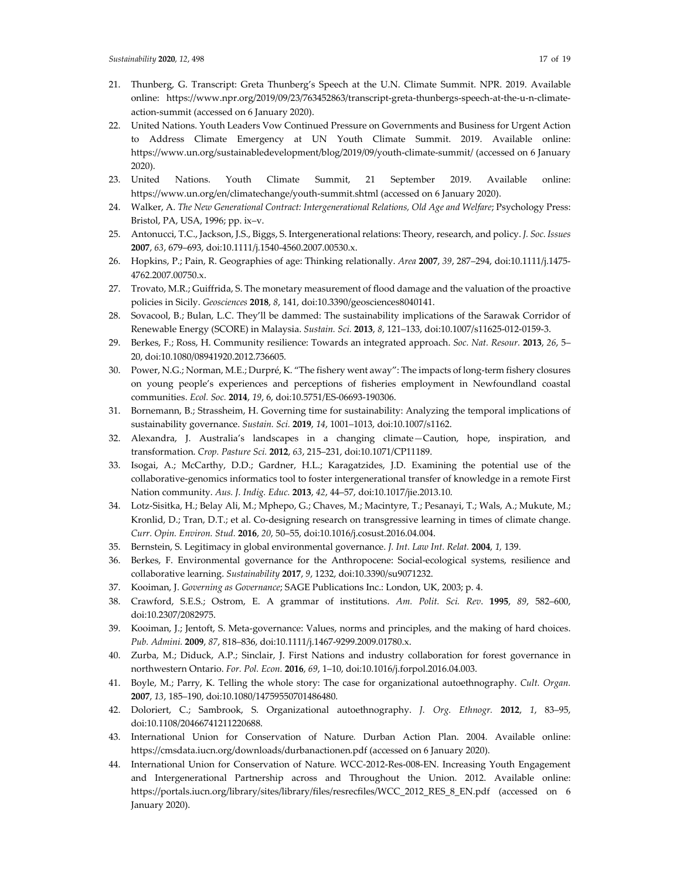21. Thunberg, G. Transcript: Greta Thunberg's Speech at the U.N. Climate Summit. NPR. 2019. Available online: https://www.npr.org/2019/09/23/763452863/transcript-greta-thunbergs-speech-at-the-u-n-climate-action-summit (accessed on 6 January 2020).
22. United Nations. Youth Leaders Vow Continued Pressure on Governments and Business for Urgent Action to Address Climate Emergency at UN Youth Climate Summit. 2019. Available online: https://www.un.org/sustainabledevelopment/blog/2019/09/youth-climate-summit/ (accessed on 6 January 2020).
23. United Nations. Youth Climate Summit, 21 September 2019. Available online: https://www.un.org/en/climatechange/youth-summit.shtml (accessed on 6 January 2020).
24. Walker, A. *The New Generational Contract: Intergenerational Relations, Old Age and Welfare*; Psychology Press: Bristol, PA, USA, 1996; pp. ix–v.
25. Antonucci, T.C., Jackson, J.S., Biggs, S. Intergenerational relations: Theory, research, and policy. *J. Soc. Issues* **2007**, *63*, 679–693, doi:10.1111/j.1540-4560.2007.00530.x.
26. Hopkins, P.; Pain, R. Geographies of age: Thinking relationally. *Area* **2007**, *39*, 287–294, doi:10.1111/j.1475-4762.2007.00750.x.
27. Trovato, M.R.; Guiffrida, S. The monetary measurement of flood damage and the valuation of the proactive policies in Sicily. *Geosciences* **2018**, *8*, 141, doi:10.3390/geosciences8040141.
28. Sovacool, B.; Bulan, L.C. They'll be dammed: The sustainability implications of the Sarawak Corridor of Renewable Energy (SCORE) in Malaysia. *Sustain. Sci.* **2013**, *8*, 121–133, doi:10.1007/s11625-012-0159-3.
29. Berkes, F.; Ross, H. Community resilience: Towards an integrated approach. *Soc. Nat. Resour.* **2013**, *26*, 5–20, doi:10.1080/08941920.2012.736605.
30. Power, N.G.; Norman, M.E.; Durpré, K. "The fishery went away": The impacts of long-term fishery closures on young people's experiences and perceptions of fisheries employment in Newfoundland coastal communities. *Ecol. Soc.* **2014**, *19*, 6, doi:10.5751/ES-06693-190306.
31. Bornemann, B.; Strassheim, H. Governing time for sustainability: Analyzing the temporal implications of sustainability governance. *Sustain. Sci.* **2019**, *14*, 1001–1013, doi:10.1007/s1162.
32. Alexandra, J. Australia's landscapes in a changing climate—Caution, hope, inspiration, and transformation. *Crop. Pasture Sci.* **2012**, *63*, 215–231, doi:10.1071/CP11189.
33. Isogai, A.; McCarthy, D.D.; Gardner, H.L.; Karagatzides, J.D. Examining the potential use of the collaborative-genomics informatics tool to foster intergenerational transfer of knowledge in a remote First Nation community. *Aus. J. Indig. Educ.* **2013**, *42*, 44–57, doi:10.1017/jie.2013.10.
34. Lotz-Sisitka, H.; Belay Ali, M.; Mphepo, G.; Chaves, M.; Macintyre, T.; Pesanayi, T.; Wals, A.; Mukute, M.; Kronlid, D.; Tran, D.T.; et al. Co-designing research on transgressive learning in times of climate change. *Curr. Opin. Environ. Stud.* **2016**, *20*, 50–55, doi:10.1016/j.cosust.2016.04.004.
35. Bernstein, S. Legitimacy in global environmental governance. *J. Int. Law Int. Relat.* **2004**, *1*, 139.
36. Berkes, F. Environmental governance for the Anthropocene: Social-ecological systems, resilience and collaborative learning. *Sustainability* **2017**, *9*, 1232, doi:10.3390/su9071232.
37. Kooiman, J. *Governing as Governance*; SAGE Publications Inc.: London, UK, 2003; p. 4.
38. Crawford, S.E.S.; Ostrom, E. A grammar of institutions. *Am. Polit. Sci. Rev.* **1995**, *89*, 582–600, doi:10.2307/2082975.
39. Kooiman, J.; Jentoft, S. Meta-governance: Values, norms and principles, and the making of hard choices. *Pub. Admini.* **2009**, *87*, 818–836, doi:10.1111/j.1467-9299.2009.01780.x.
40. Zurba, M.; Diduck, A.P.; Sinclair, J. First Nations and industry collaboration for forest governance in northwestern Ontario. *For. Pol. Econ.* **2016**, *69*, 1–10, doi:10.1016/j.forpol.2016.04.003.
41. Boyle, M.; Parry, K. Telling the whole story: The case for organizational autoethnography. *Cult. Organ.* **2007**, *13*, 185–190, doi:10.1080/14759550701486480.
42. Doloriert, C.; Sambrook, S. Organizational autoethnography. *J. Org. Ethnogr.* **2012**, *1*, 83–95, doi:10.1108/20466741211220688.
43. International Union for Conservation of Nature. Durban Action Plan. 2004. Available online: https://cmsdata.iucn.org/downloads/durbanactionen.pdf (accessed on 6 January 2020).
44. International Union for Conservation of Nature. WCC-2012-Res-008-EN. Increasing Youth Engagement and Intergenerational Partnership across and Throughout the Union. 2012. Available online: https://portals.iucn.org/library/sites/library/files/resrecfiles/WCC_2012_RES_8_EN.pdf (accessed on 6 January 2020).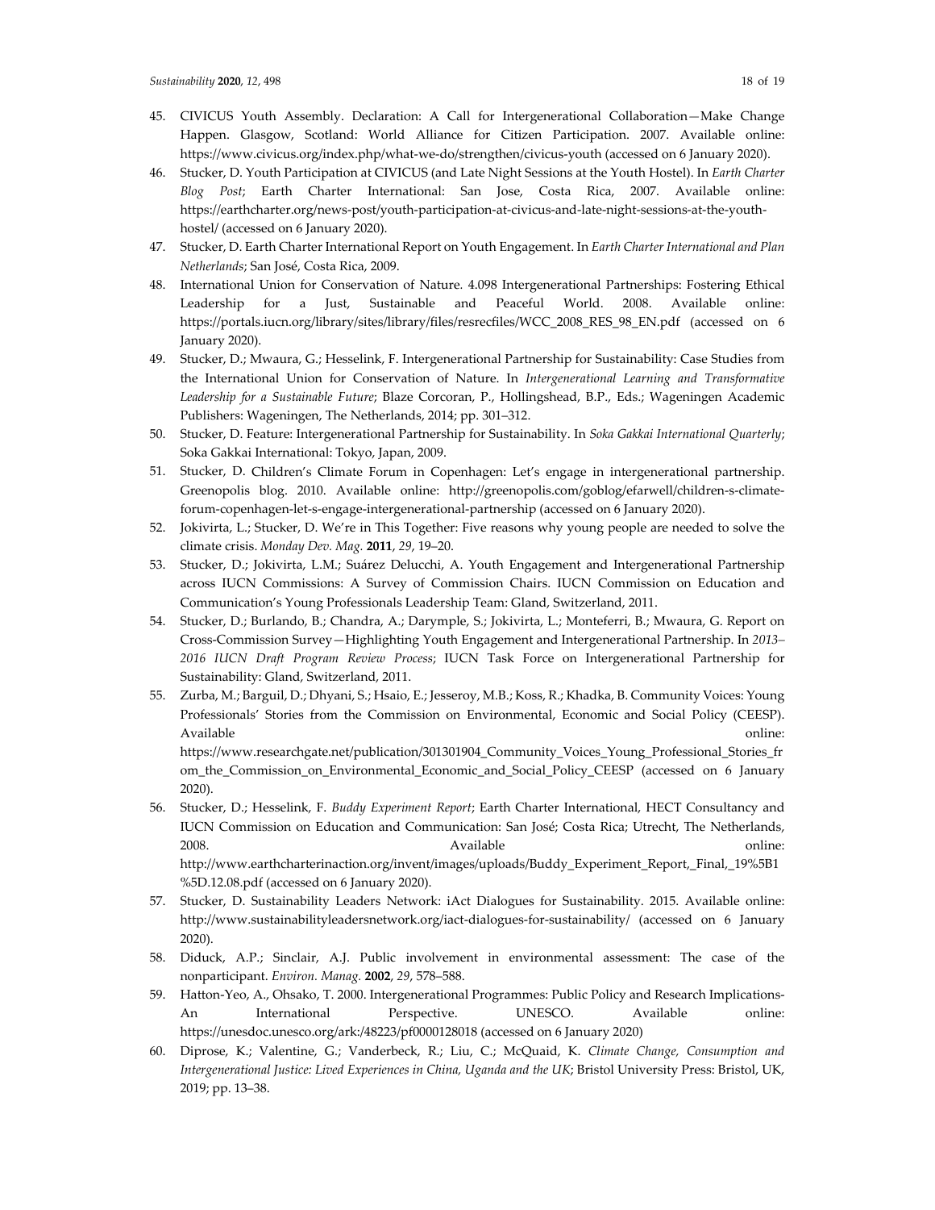45. CIVICUS Youth Assembly. Declaration: A Call for Intergenerational Collaboration—Make Change Happen. Glasgow, Scotland: World Alliance for Citizen Participation. 2007. Available online: https://www.civicus.org/index.php/what-we-do/strengthen/civicus-youth (accessed on 6 January 2020).
46. Stucker, D. Youth Participation at CIVICUS (and Late Night Sessions at the Youth Hostel). In *Earth Charter Blog Post*; Earth Charter International: San Jose, Costa Rica, 2007. Available online: https://earthcharter.org/news-post/youth-participation-at-civicus-and-late-night-sessions-at-the-youth-hostel/ (accessed on 6 January 2020).
47. Stucker, D. Earth Charter International Report on Youth Engagement. In *Earth Charter International and Plan Netherlands*; San José, Costa Rica, 2009.
48. International Union for Conservation of Nature. 4.098 Intergenerational Partnerships: Fostering Ethical Leadership for a Just, Sustainable and Peaceful World. 2008. Available online: https://portals.iucn.org/library/sites/library/files/resrecfiles/WCC_2008_RES_98_EN.pdf (accessed on 6 January 2020).
49. Stucker, D.; Mwaura, G.; Hesselink, F. Intergenerational Partnership for Sustainability: Case Studies from the International Union for Conservation of Nature. In *Intergenerational Learning and Transformative Leadership for a Sustainable Future*; Blaze Corcoran, P., Hollingshead, B.P., Eds.; Wageningen Academic Publishers: Wageningen, The Netherlands, 2014; pp. 301–312.
50. Stucker, D. Feature: Intergenerational Partnership for Sustainability. In *Soka Gakkai International Quarterly*; Soka Gakkai International: Tokyo, Japan, 2009.
51. Stucker, D. Children's Climate Forum in Copenhagen: Let's engage in intergenerational partnership. Greenopolis blog. 2010. Available online: http://greenopolis.com/goblog/efarwell/children-s-climate-forum-copenhagen-let-s-engage-intergenerational-partnership (accessed on 6 January 2020).
52. Jokivirta, L.; Stucker, D. We're in This Together: Five reasons why young people are needed to solve the climate crisis. *Monday Dev. Mag.* **2011**, *29*, 19–20.
53. Stucker, D.; Jokivirta, L.M.; Suárez Delucchi, A. Youth Engagement and Intergenerational Partnership across IUCN Commissions: A Survey of Commission Chairs. IUCN Commission on Education and Communication's Young Professionals Leadership Team: Gland, Switzerland, 2011.
54. Stucker, D.; Burlando, B.; Chandra, A.; Darymple, S.; Jokivirta, L.; Monteferri, B.; Mwaura, G. Report on Cross-Commission Survey—Highlighting Youth Engagement and Intergenerational Partnership. In *2013–2016 IUCN Draft Program Review Process*; IUCN Task Force on Intergenerational Partnership for Sustainability: Gland, Switzerland, 2011.
55. Zurba, M.; Barguil, D.; Dhyani, S.; Hsaio, E.; Jesseroy, M.B.; Koss, R.; Khadka, B. Community Voices: Young Professionals' Stories from the Commission on Environmental, Economic and Social Policy (CEESP). Available online: https://www.researchgate.net/publication/301301904_Community_Voices_Young_Professional_Stories_from_the_Commission_on_Environmental_Economic_and_Social_Policy_CEESP (accessed on 6 January 2020).
56. Stucker, D.; Hesselink, F. *Buddy Experiment Report*; Earth Charter International, HECT Consultancy and IUCN Commission on Education and Communication: San José; Costa Rica; Utrecht, The Netherlands, 2008. Available online: http://www.earthcharterinaction.org/invent/images/uploads/Buddy_Experiment_Report,_Final,_19%5B1%5D.12.08.pdf (accessed on 6 January 2020).
57. Stucker, D. Sustainability Leaders Network: iAct Dialogues for Sustainability. 2015. Available online: http://www.sustainabilityleadersnetwork.org/iact-dialogues-for-sustainability/ (accessed on 6 January 2020).
58. Diduck, A.P.; Sinclair, A.J. Public involvement in environmental assessment: The case of the nonparticipant. *Environ. Manag.* **2002**, *29*, 578–588.
59. Hatton-Yeo, A., Ohsako, T. 2000. Intergenerational Programmes: Public Policy and Research Implications-An International Perspective. UNESCO. Available online: https://unesdoc.unesco.org/ark:/48223/pf0000128018 (accessed on 6 January 2020)
60. Diprose, K.; Valentine, G.; Vanderbeck, R.; Liu, C.; McQuaid, K. *Climate Change, Consumption and Intergenerational Justice: Lived Experiences in China, Uganda and the UK*; Bristol University Press: Bristol, UK, 2019; pp. 13–38.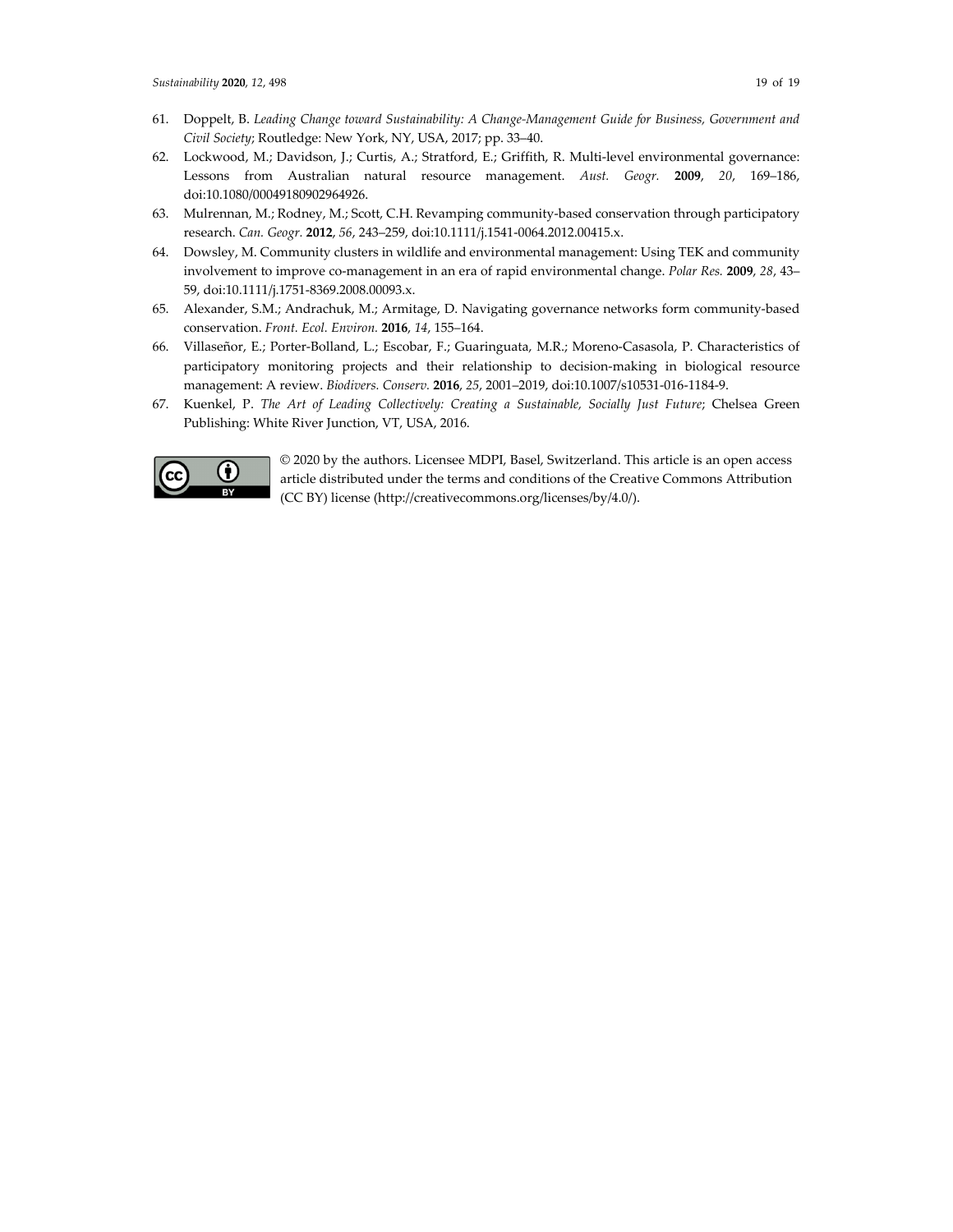61. Doppelt, B. *Leading Change toward Sustainability: A Change-Management Guide for Business, Government and Civil Society*; Routledge: New York, NY, USA, 2017; pp. 33–40.
62. Lockwood, M.; Davidson, J.; Curtis, A.; Stratford, E.; Griffith, R. Multi-level environmental governance: Lessons from Australian natural resource management. *Aust. Geogr.* **2009**, *20*, 169–186, doi:10.1080/00049180902964926.
63. Mulrennan, M.; Rodney, M.; Scott, C.H. Revamping community-based conservation through participatory research. *Can. Geogr.* **2012**, *56*, 243–259, doi:10.1111/j.1541-0064.2012.00415.x.
64. Dowsley, M. Community clusters in wildlife and environmental management: Using TEK and community involvement to improve co-management in an era of rapid environmental change. *Polar Res.* **2009**, *28*, 43–59, doi:10.1111/j.1751-8369.2008.00093.x.
65. Alexander, S.M.; Andrachuk, M.; Armitage, D. Navigating governance networks form community-based conservation. *Front. Ecol. Environ.* **2016**, *14*, 155–164.
66. Villaseñor, E.; Porter-Bolland, L.; Escobar, F.; Guaringuata, M.R.; Moreno-Casasola, P. Characteristics of participatory monitoring projects and their relationship to decision-making in biological resource management: A review. *Biodivers. Conserv.* **2016**, *25*, 2001–2019, doi:10.1007/s10531-016-1184-9.
67. Kuenkel, P. *The Art of Leading Collectively: Creating a Sustainable, Socially Just Future*; Chelsea Green Publishing: White River Junction, VT, USA, 2016.

© 2020 by the authors. Licensee MDPI, Basel, Switzerland. This article is an open access article distributed under the terms and conditions of the Creative Commons Attribution (CC BY) license (http://creativecommons.org/licenses/by/4.0/).